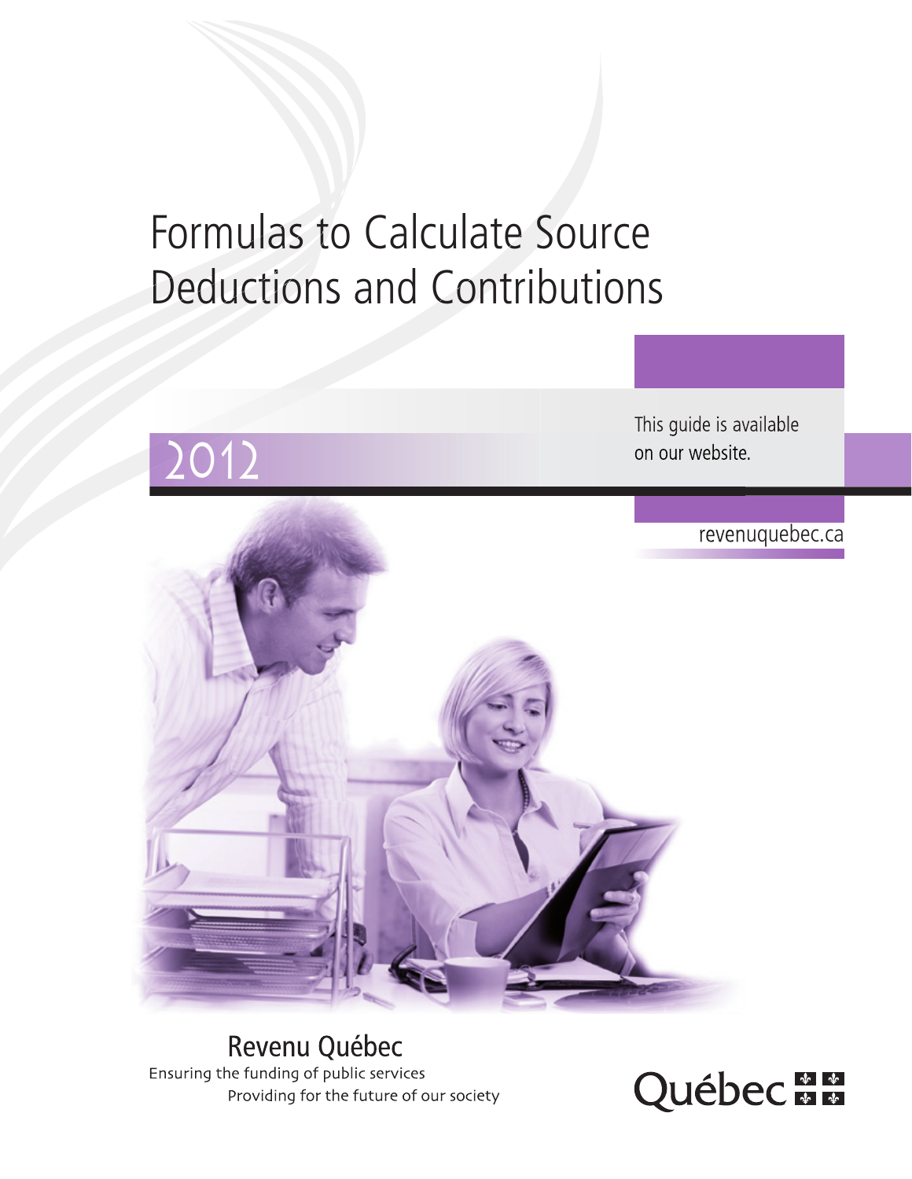# Formulas to Calculate Source Deductions and Contributions

## 2012

This guide is available on our website.

revenuquebec.ca

Revenu Québec

Ensuring the funding of public services

Providing for the future of our society

Québec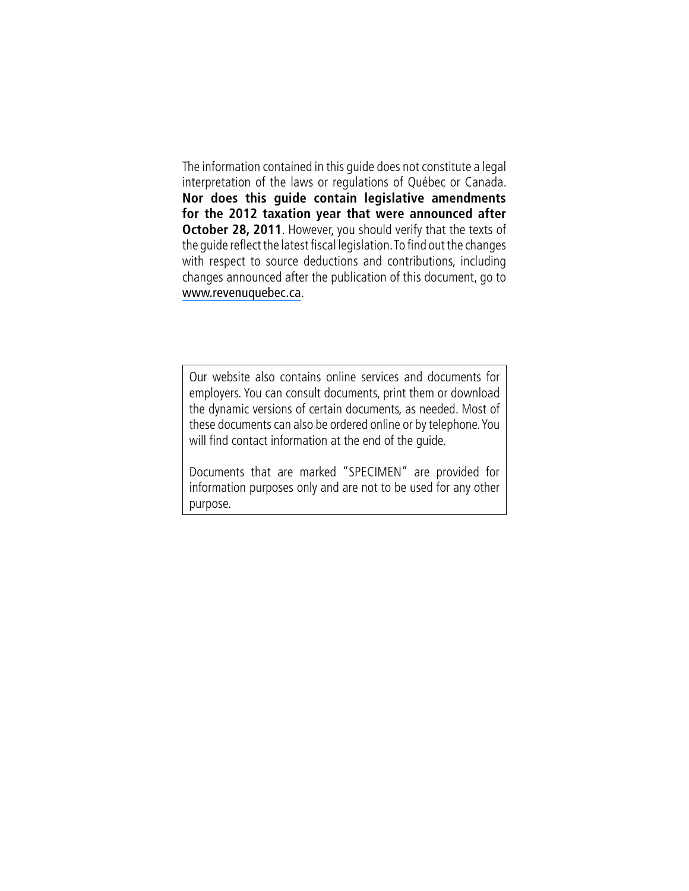The information contained in this guide does not constitute a legal interpretation of the laws or regulations of Québec or Canada. **Nor does this guide contain legislative amendments for the 2012 taxation year that were announced after October 28, 2011**. However, you should verify that the texts of the guide reflect the latest fiscal legislation. To find out the changes with respect to source deductions and contributions, including changes announced after the publication of this document, go to www.revenuquebec.ca.

Our website also contains online services and documents for employers. You can consult documents, print them or download the dynamic versions of certain documents, as needed. Most of these documents can also be ordered online or by telephone. You will find contact information at the end of the guide.

Documents that are marked "SPECIMEN" are provided for information purposes only and are not to be used for any other purpose.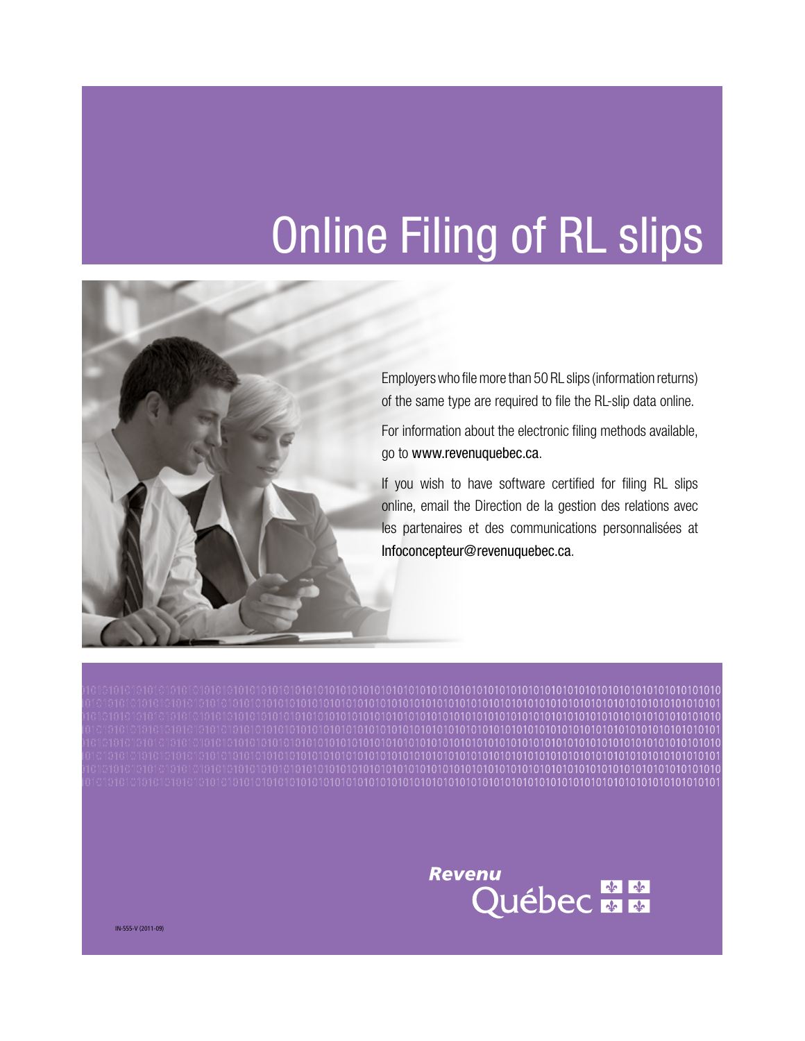# Online Filing of RL slips

Employers who file more than 50 RL slips (information returns) of the same type are required to file the RL-slip data online.

For information about the electronic filing methods available, go to www.revenuquebec.ca.

If you wish to have software certified for filing RL slips online, email the Direction de la gestion des relations avec les partenaires et des communications personnalisées at Infoconcepteur@revenuquebec.ca.

Revenu Québec

IN-555-V (2011-09)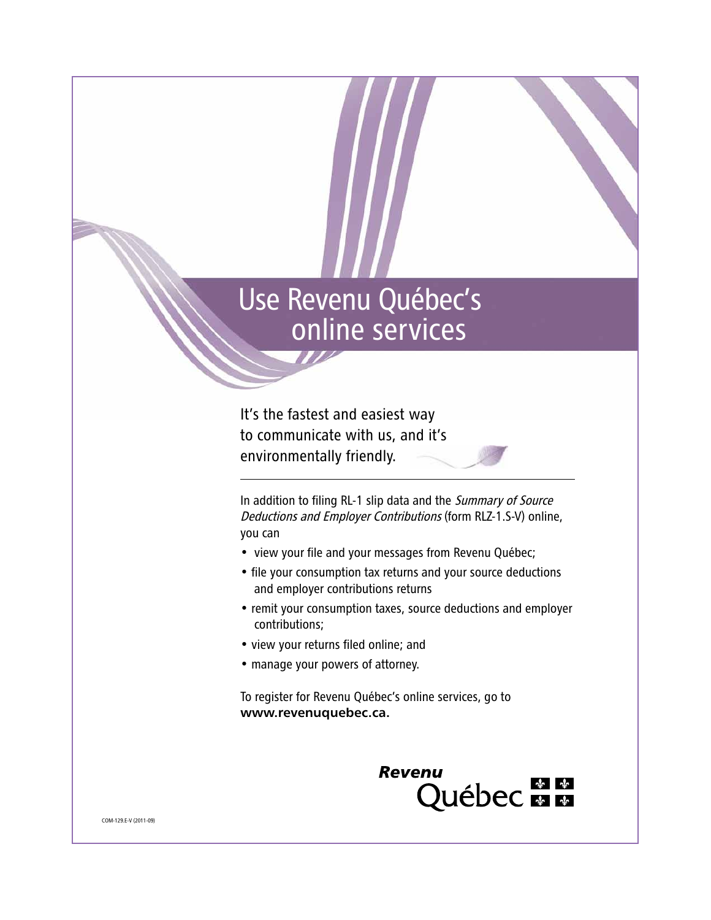# Use Revenu Québec's online services

It's the fastest and easiest way to communicate with us, and it's environmentally friendly.

---

In addition to filing RL-1 slip data and the *Summary of Source Deductions and Employer Contributions* (form RLZ-1.S-V) online, you can

- view your file and your messages from Revenu Québec;
- file your consumption tax returns and your source deductions and employer contributions returns
- remit your consumption taxes, source deductions and employer contributions;
- view your returns filed online; and
- manage your powers of attorney.

To register for Revenu Québec's online services, go to **www.revenuquebec.ca.**

Revenu Québec

COM-129.E-V (2011-09)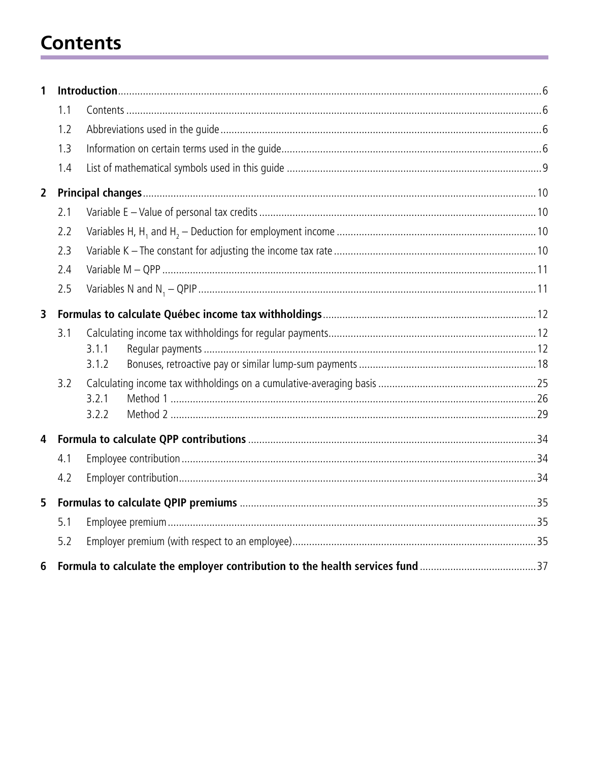# Contents

1 **Introduction** 6

- 1.1 Contents 6
- 1.2 Abbreviations used in the guide 6
- 1.3 Information on certain terms used in the guide 6
- 1.4 List of mathematical symbols used in this guide 9

2 **Principal changes** 10

- 2.1 Variable E – Value of personal tax credits 10
- 2.2 Variables H, $H_1$ and $H_2$ – Deduction for employment income 10
- 2.3 Variable K – The constant for adjusting the income tax rate 10
- 2.4 Variable M – QPP 11
- 2.5 Variables N and $N_1$ – QPIP 11

3 **Formulas to calculate Québec income tax withholdings** 12

- 3.1 Calculating income tax withholdings for regular payments 12
  - 3.1.1 Regular payments 12
  - 3.1.2 Bonuses, retroactive pay or similar lump-sum payments 18
- 3.2 Calculating income tax withholdings on a cumulative-averaging basis 25
  - 3.2.1 Method 1 26
  - 3.2.2 Method 2 29

4 **Formula to calculate QPP contributions** 34

- 4.1 Employee contribution 34
- 4.2 Employer contribution 34

5 **Formulas to calculate QPIP premiums** 35

- 5.1 Employee premium 35
- 5.2 Employer premium (with respect to an employee) 35

6 **Formula to calculate the employer contribution to the health services fund** 37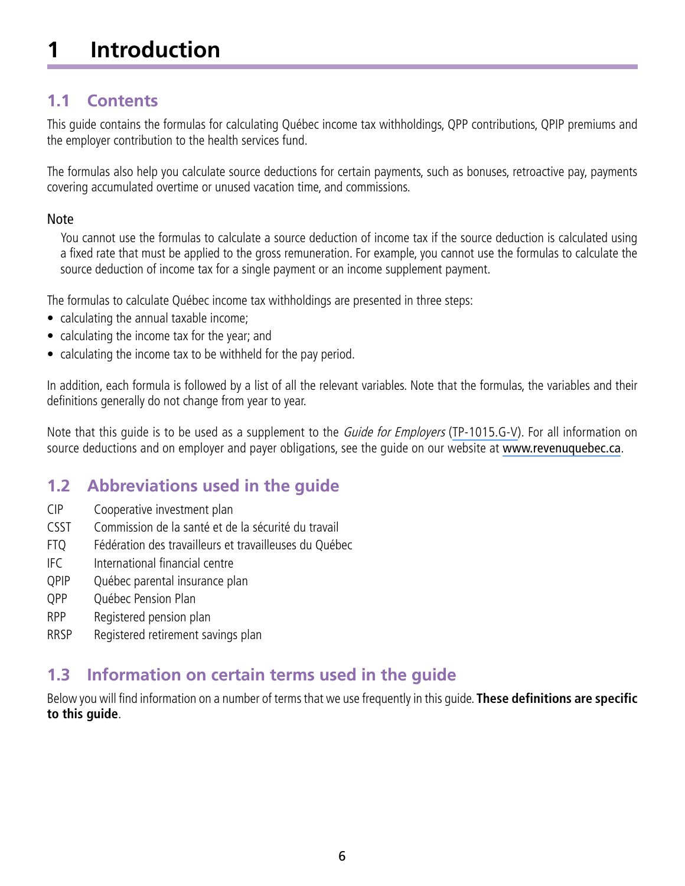# 1 Introduction

## 1.1 Contents

This guide contains the formulas for calculating Québec income tax withholdings, QPP contributions, QPIP premiums and the employer contribution to the health services fund.

The formulas also help you calculate source deductions for certain payments, such as bonuses, retroactive pay, payments covering accumulated overtime or unused vacation time, and commissions.

Note

> You cannot use the formulas to calculate a source deduction of income tax if the source deduction is calculated using a fixed rate that must be applied to the gross remuneration. For example, you cannot use the formulas to calculate the source deduction of income tax for a single payment or an income supplement payment.

The formulas to calculate Québec income tax withholdings are presented in three steps:

- calculating the annual taxable income;
- calculating the income tax for the year; and
- calculating the income tax to be withheld for the pay period.

In addition, each formula is followed by a list of all the relevant variables. Note that the formulas, the variables and their definitions generally do not change from year to year.

Note that this guide is to be used as a supplement to the *Guide for Employers* (TP-1015.G-V). For all information on source deductions and on employer and payer obligations, see the guide on our website at www.revenuquebec.ca.

## 1.2 Abbreviations used in the guide

| | |
|---|---|
| CIP | Cooperative investment plan |
| CSST | Commission de la santé et de la sécurité du travail |
| FTQ | Fédération des travailleurs et travailleuses du Québec |
| IFC | International financial centre |
| QPIP | Québec parental insurance plan |
| QPP | Québec Pension Plan |
| RPP | Registered pension plan |
| RRSP | Registered retirement savings plan |

## 1.3 Information on certain terms used in the guide

Below you will find information on a number of terms that we use frequently in this guide. **These definitions are specific to this guide**.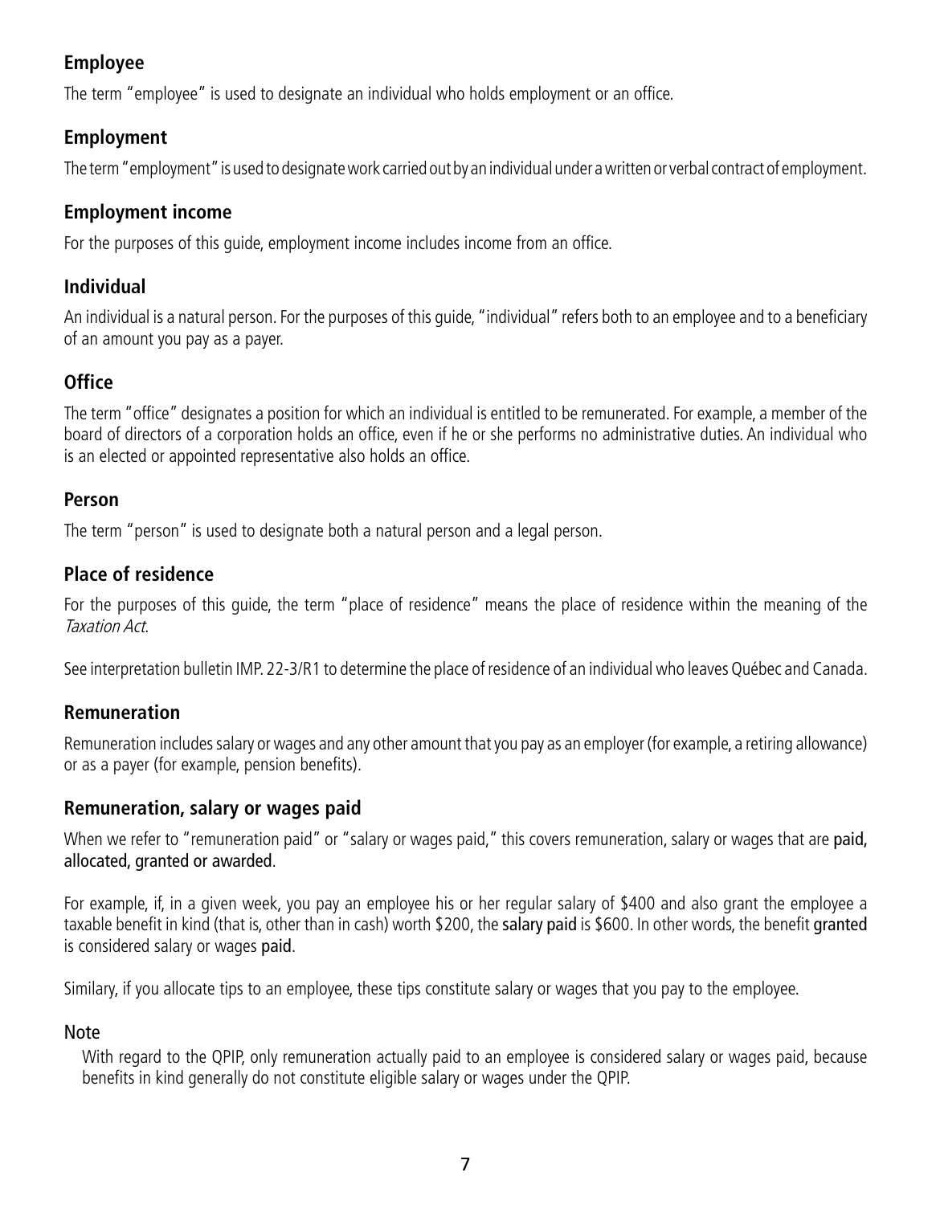### Employee

The term "employee" is used to designate an individual who holds employment or an office.

### Employment

The term "employment" is used to designate work carried out by an individual under a written or verbal contract of employment.

### Employment income

For the purposes of this guide, employment income includes income from an office.

### Individual

An individual is a natural person. For the purposes of this guide, "individual" refers both to an employee and to a beneficiary of an amount you pay as a payer.

### Office

The term "office" designates a position for which an individual is entitled to be remunerated. For example, a member of the board of directors of a corporation holds an office, even if he or she performs no administrative duties. An individual who is an elected or appointed representative also holds an office.

### Person

The term "person" is used to designate both a natural person and a legal person.

### Place of residence

For the purposes of this guide, the term "place of residence" means the place of residence within the meaning of the *Taxation Act*.

See interpretation bulletin IMP. 22-3/R1 to determine the place of residence of an individual who leaves Québec and Canada.

### Remuneration

Remuneration includes salary or wages and any other amount that you pay as an employer (for example, a retiring allowance) or as a payer (for example, pension benefits).

### Remuneration, salary or wages paid

When we refer to "remuneration paid" or "salary or wages paid," this covers remuneration, salary or wages that are paid, allocated, granted or awarded.

For example, if, in a given week, you pay an employee his or her regular salary of $400 and also grant the employee a taxable benefit in kind (that is, other than in cash) worth $200, the salary paid is $600. In other words, the benefit granted is considered salary or wages paid.

Similary, if you allocate tips to an employee, these tips constitute salary or wages that you pay to the employee.

Note

With regard to the QPIP, only remuneration actually paid to an employee is considered salary or wages paid, because benefits in kind generally do not constitute eligible salary or wages under the QPIP.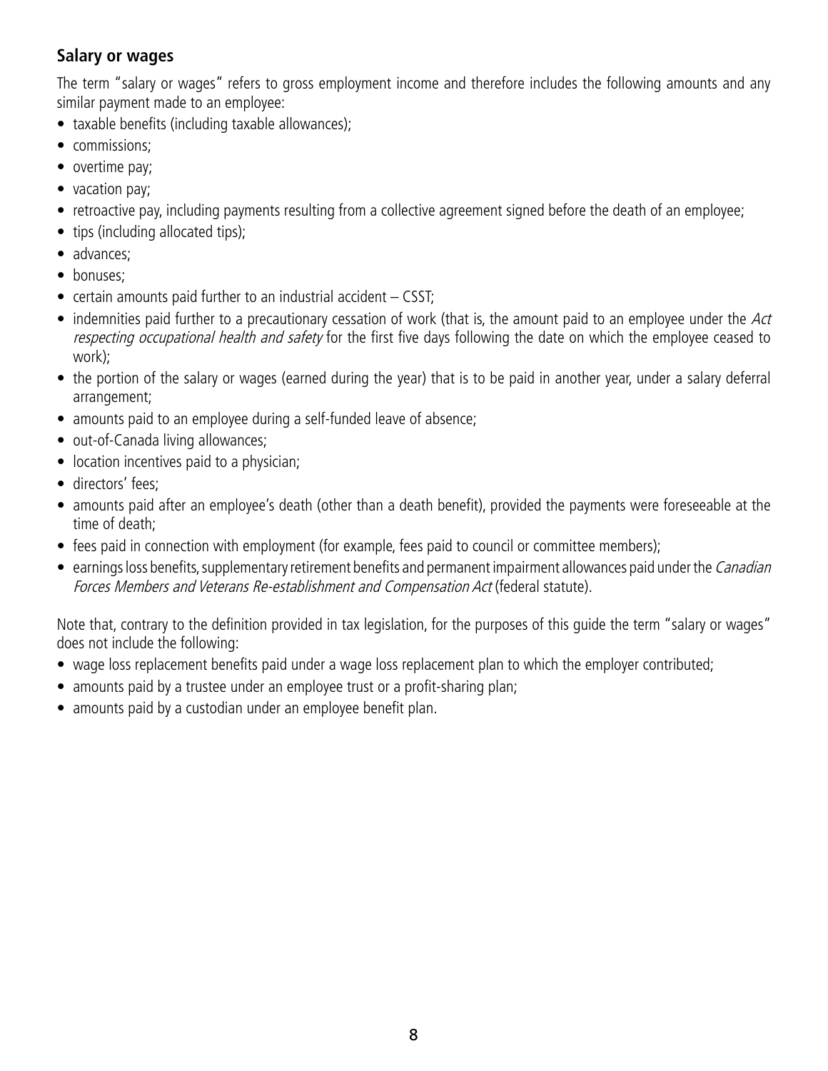## Salary or wages

The term "salary or wages" refers to gross employment income and therefore includes the following amounts and any similar payment made to an employee:

- taxable benefits (including taxable allowances);
- commissions;
- overtime pay;
- vacation pay;
- retroactive pay, including payments resulting from a collective agreement signed before the death of an employee;
- tips (including allocated tips);
- advances;
- bonuses;
- certain amounts paid further to an industrial accident – CSST;
- indemnities paid further to a precautionary cessation of work (that is, the amount paid to an employee under the *Act respecting occupational health and safety* for the first five days following the date on which the employee ceased to work);
- the portion of the salary or wages (earned during the year) that is to be paid in another year, under a salary deferral arrangement;
- amounts paid to an employee during a self-funded leave of absence;
- out-of-Canada living allowances;
- location incentives paid to a physician;
- directors' fees;
- amounts paid after an employee's death (other than a death benefit), provided the payments were foreseeable at the time of death;
- fees paid in connection with employment (for example, fees paid to council or committee members);
- earnings loss benefits, supplementary retirement benefits and permanent impairment allowances paid under the *Canadian Forces Members and Veterans Re-establishment and Compensation Act* (federal statute).

Note that, contrary to the definition provided in tax legislation, for the purposes of this guide the term "salary or wages" does not include the following:

- wage loss replacement benefits paid under a wage loss replacement plan to which the employer contributed;
- amounts paid by a trustee under an employee trust or a profit-sharing plan;
- amounts paid by a custodian under an employee benefit plan.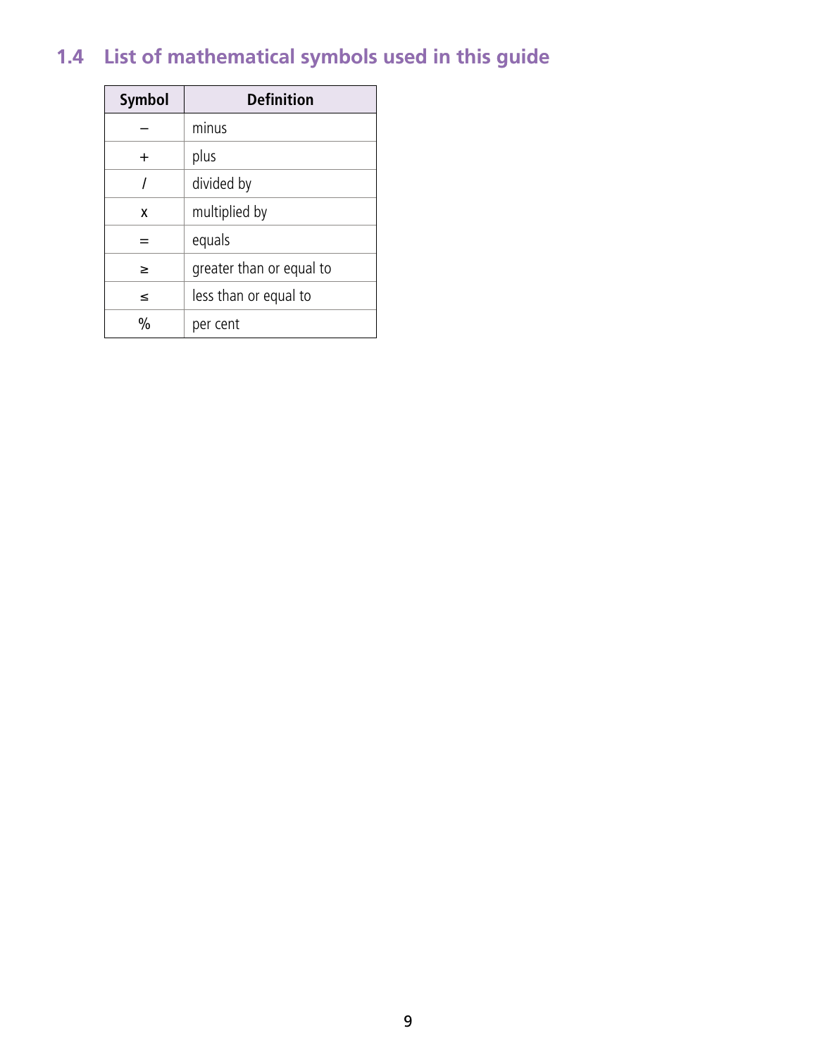## 1.4 List of mathematical symbols used in this guide

| Symbol | Definition |
|---|---|
| – | minus |
| + | plus |
| / | divided by |
| x | multiplied by |
| = | equals |
| ≥ | greater than or equal to |
| ≤ | less than or equal to |
| % | per cent |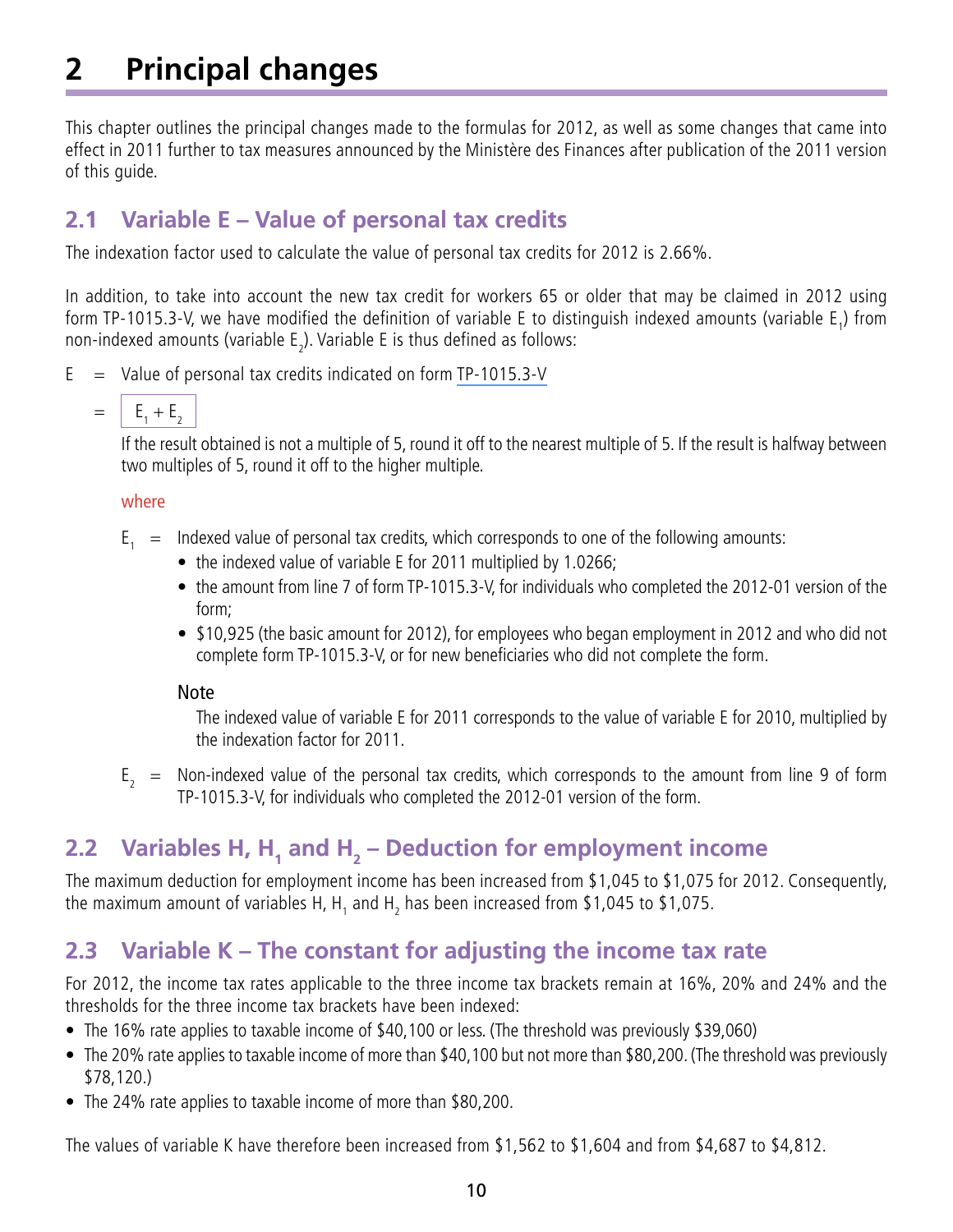# 2 Principal changes

This chapter outlines the principal changes made to the formulas for 2012, as well as some changes that came into effect in 2011 further to tax measures announced by the Ministère des Finances after publication of the 2011 version of this guide.

## 2.1 Variable E – Value of personal tax credits

The indexation factor used to calculate the value of personal tax credits for 2012 is 2.66%.

In addition, to take into account the new tax credit for workers 65 or older that may be claimed in 2012 using form TP-1015.3-V, we have modified the definition of variable E to distinguish indexed amounts (variable $E_1$) from non-indexed amounts (variable $E_2$). Variable E is thus defined as follows:

E = Value of personal tax credits indicated on form TP-1015.3-V

= $E_1 + E_2$

If the result obtained is not a multiple of 5, round it off to the nearest multiple of 5. If the result is halfway between two multiples of 5, round it off to the higher multiple.

where

$E_1$ = Indexed value of personal tax credits, which corresponds to one of the following amounts:

- the indexed value of variable E for 2011 multiplied by 1.0266;
- the amount from line 7 of form TP-1015.3-V, for individuals who completed the 2012-01 version of the form;
- $10,925 (the basic amount for 2012), for employees who began employment in 2012 and who did not complete form TP-1015.3-V, or for new beneficiaries who did not complete the form.

Note

The indexed value of variable E for 2011 corresponds to the value of variable E for 2010, multiplied by the indexation factor for 2011.

$E_2$ = Non-indexed value of the personal tax credits, which corresponds to the amount from line 9 of form TP-1015.3-V, for individuals who completed the 2012-01 version of the form.

## 2.2 Variables H, $H_1$ and $H_2$ – Deduction for employment income

The maximum deduction for employment income has been increased from $1,045 to $1,075 for 2012. Consequently, the maximum amount of variables H, $H_1$ and $H_2$ has been increased from $1,045 to $1,075.

## 2.3 Variable K – The constant for adjusting the income tax rate

For 2012, the income tax rates applicable to the three income tax brackets remain at 16%, 20% and 24% and the thresholds for the three income tax brackets have been indexed:

- The 16% rate applies to taxable income of $40,100 or less. (The threshold was previously $39,060)
- The 20% rate applies to taxable income of more than $40,100 but not more than $80,200. (The threshold was previously $78,120.)
- The 24% rate applies to taxable income of more than $80,200.

The values of variable K have therefore been increased from $1,562 to $1,604 and from $4,687 to $4,812.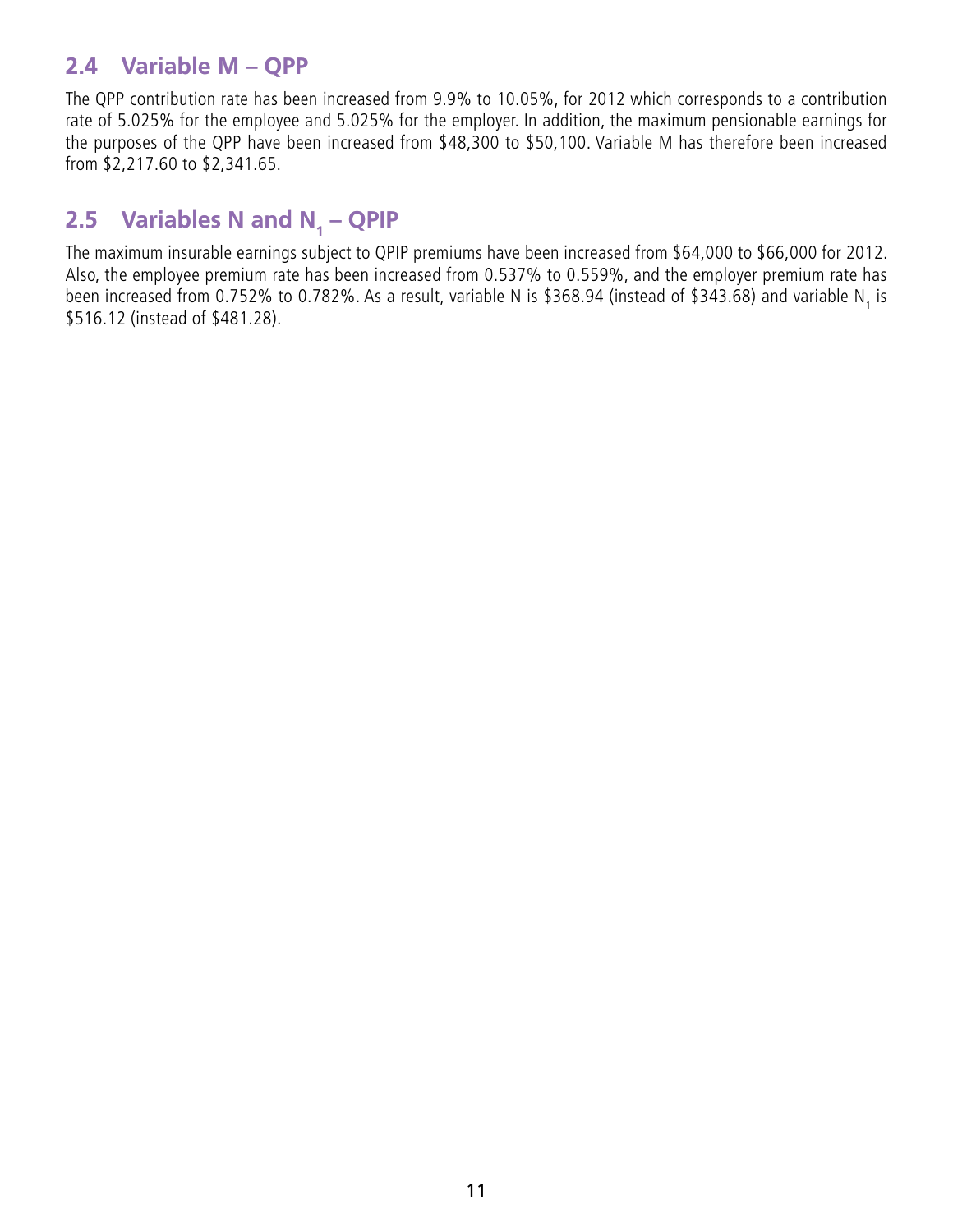## 2.4 Variable M – QPP

The QPP contribution rate has been increased from 9.9% to 10.05%, for 2012 which corresponds to a contribution rate of 5.025% for the employee and 5.025% for the employer. In addition, the maximum pensionable earnings for the purposes of the QPP have been increased from $48,300 to $50,100. Variable M has therefore been increased from $2,217.60 to $2,341.65.

## 2.5 Variables N and $N_1$ – QPIP

The maximum insurable earnings subject to QPIP premiums have been increased from $64,000 to $66,000 for 2012. Also, the employee premium rate has been increased from 0.537% to 0.559%, and the employer premium rate has been increased from 0.752% to 0.782%. As a result, variable N is $368.94 (instead of $343.68) and variable $N_1$ is $516.12 (instead of $481.28).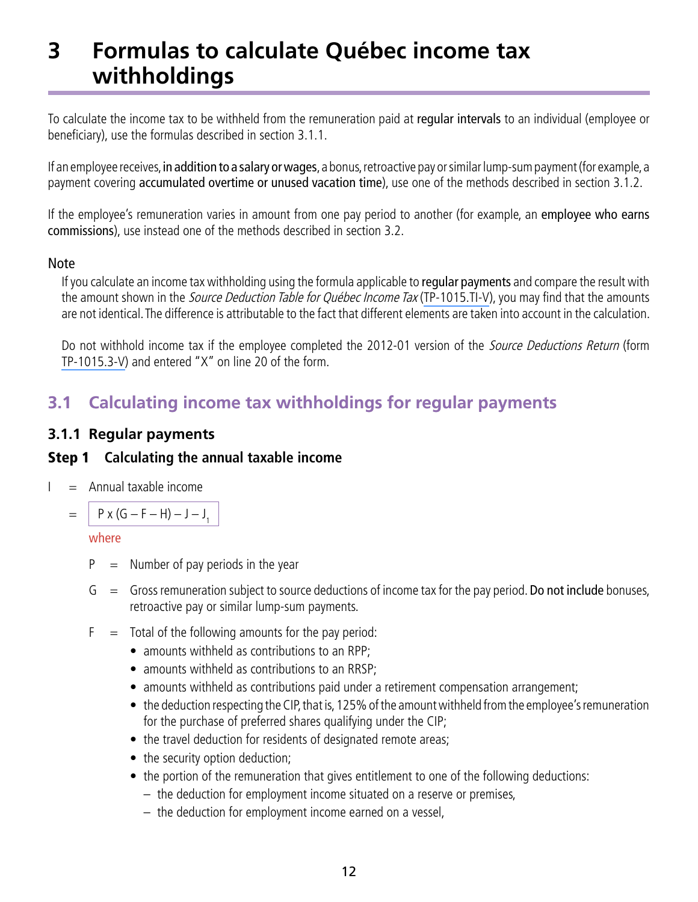# 3 Formulas to calculate Québec income tax withholdings

To calculate the income tax to be withheld from the remuneration paid at **regular intervals** to an individual (employee or beneficiary), use the formulas described in section 3.1.1.

If an employee receives, **in addition to a salary or wages**, a bonus, retroactive pay or similar lump-sum payment (for example, a payment covering **accumulated overtime or unused vacation time**), use one of the methods described in section 3.1.2.

If the employee's remuneration varies in amount from one pay period to another (for example, an **employee who earns commissions**), use instead one of the methods described in section 3.2.

Note

If you calculate an income tax withholding using the formula applicable to **regular payments** and compare the result with the amount shown in the *Source Deduction Table for Québec Income Tax* (TP-1015.TI-V), you may find that the amounts are not identical. The difference is attributable to the fact that different elements are taken into account in the calculation.

Do not withhold income tax if the employee completed the 2012-01 version of the *Source Deductions Return* (form TP-1015.3-V) and entered "X" on line 20 of the form.

## 3.1 Calculating income tax withholdings for regular payments

### 3.1.1 Regular payments

#### Step 1 Calculating the annual taxable income

$I$ = Annual taxable income

$$= P \times (G - F - H) - J - J_1$$

where

$P$ = Number of pay periods in the year

$G$ = Gross remuneration subject to source deductions of income tax for the pay period. **Do not include** bonuses, retroactive pay or similar lump-sum payments.

$F$ = Total of the following amounts for the pay period:

- amounts withheld as contributions to an RPP;
- amounts withheld as contributions to an RRSP;
- amounts withheld as contributions paid under a retirement compensation arrangement;
- the deduction respecting the CIP, that is, 125% of the amount withheld from the employee's remuneration for the purchase of preferred shares qualifying under the CIP;
- the travel deduction for residents of designated remote areas;
- the security option deduction;
- the portion of the remuneration that gives entitlement to one of the following deductions:
  - the deduction for employment income situated on a reserve or premises,
  - the deduction for employment income earned on a vessel,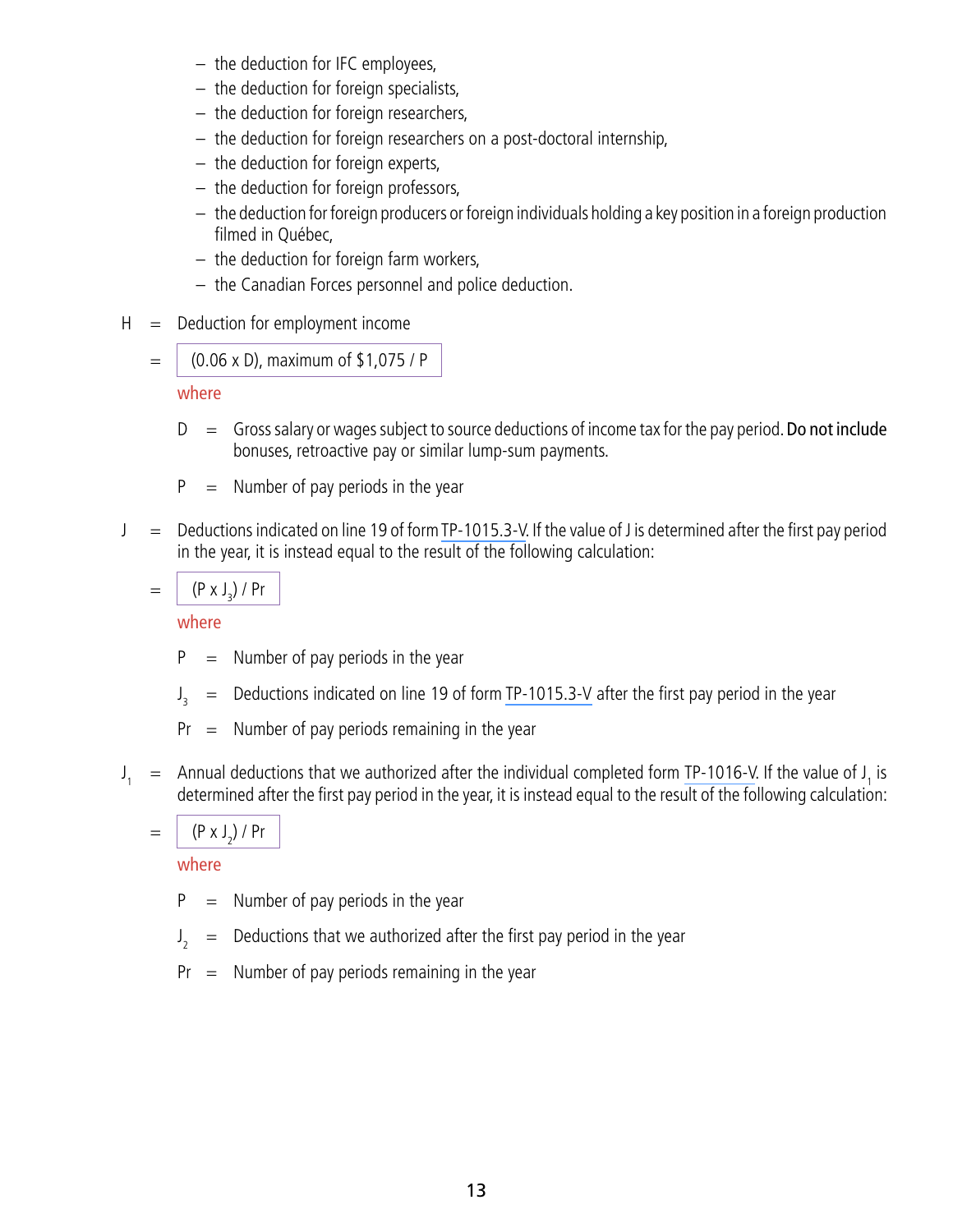- the deduction for IFC employees,
- the deduction for foreign specialists,
- the deduction for foreign researchers,
- the deduction for foreign researchers on a post-doctoral internship,
- the deduction for foreign experts,
- the deduction for foreign professors,
- the deduction for foreign producers or foreign individuals holding a key position in a foreign production filmed in Québec,
- the deduction for foreign farm workers,
- the Canadian Forces personnel and police deduction.

H = Deduction for employment income

= $(0.06 \times D)$, maximum of \$1,075 / P

where

D = Gross salary or wages subject to source deductions of income tax for the pay period. **Do not include** bonuses, retroactive pay or similar lump-sum payments.

P = Number of pay periods in the year

J = Deductions indicated on line 19 of form TP-1015.3-V. If the value of J is determined after the first pay period in the year, it is instead equal to the result of the following calculation:

= $(P \times J_3) / Pr$

where

P = Number of pay periods in the year

$J_3$ = Deductions indicated on line 19 of form TP-1015.3-V after the first pay period in the year

Pr = Number of pay periods remaining in the year

$J_1$ = Annual deductions that we authorized after the individual completed form TP-1016-V. If the value of $J_1$ is determined after the first pay period in the year, it is instead equal to the result of the following calculation:

= $(P \times J_2) / Pr$

where

P = Number of pay periods in the year

$J_2$ = Deductions that we authorized after the first pay period in the year

Pr = Number of pay periods remaining in the year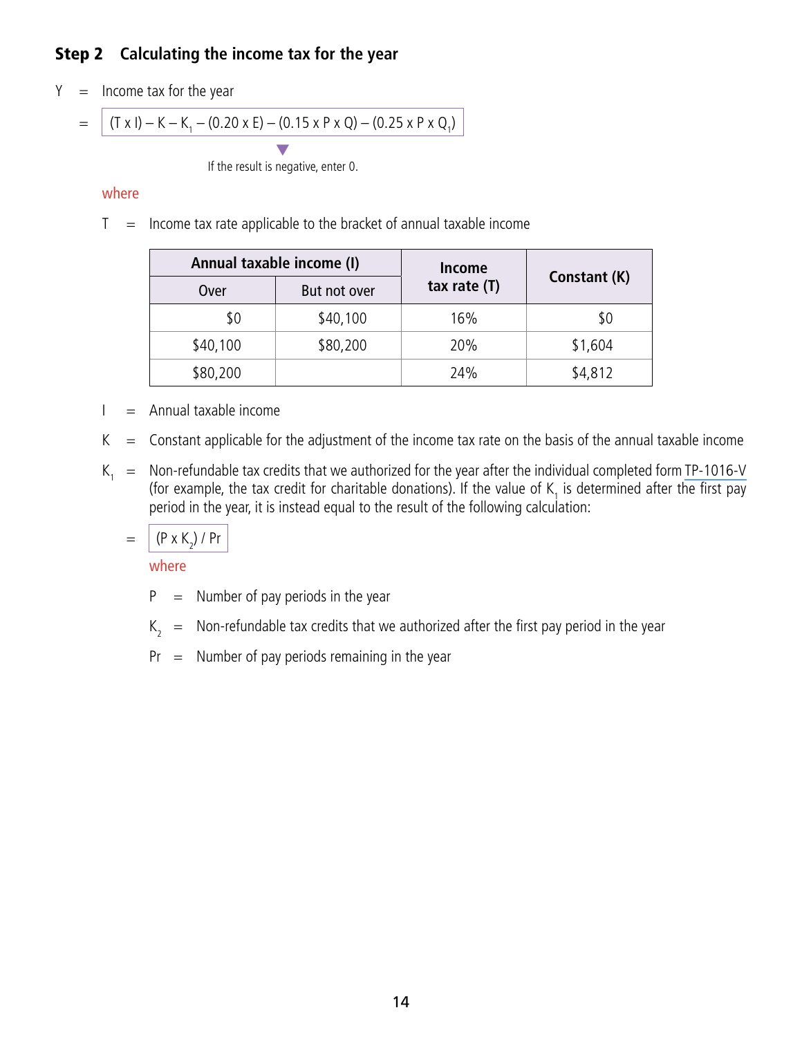### Step 2 Calculating the income tax for the year

Y = Income tax for the year

$$= (T \times I) - K - K_1 - (0.20 \times E) - (0.15 \times P \times Q) - (0.25 \times P \times Q_1)$$

If the result is negative, enter 0.

where

T = Income tax rate applicable to the bracket of annual taxable income

| Annual taxable income (I) | | Income tax rate (T) | Constant (K) |
|---|---|---|---|
| Over | But not over | | |
| $0 | $40,100 | 16% | $0 |
| $40,100 | $80,200 | 20% | $1,604 |
| $80,200 | | 24% | $4,812 |

I = Annual taxable income

K = Constant applicable for the adjustment of the income tax rate on the basis of the annual taxable income

$K_1$ = Non-refundable tax credits that we authorized for the year after the individual completed form TP-1016-V (for example, the tax credit for charitable donations). If the value of $K_1$ is determined after the first pay period in the year, it is instead equal to the result of the following calculation:

$$= (P \times K_2) / Pr$$

where

P = Number of pay periods in the year

$K_2$ = Non-refundable tax credits that we authorized after the first pay period in the year

Pr = Number of pay periods remaining in the year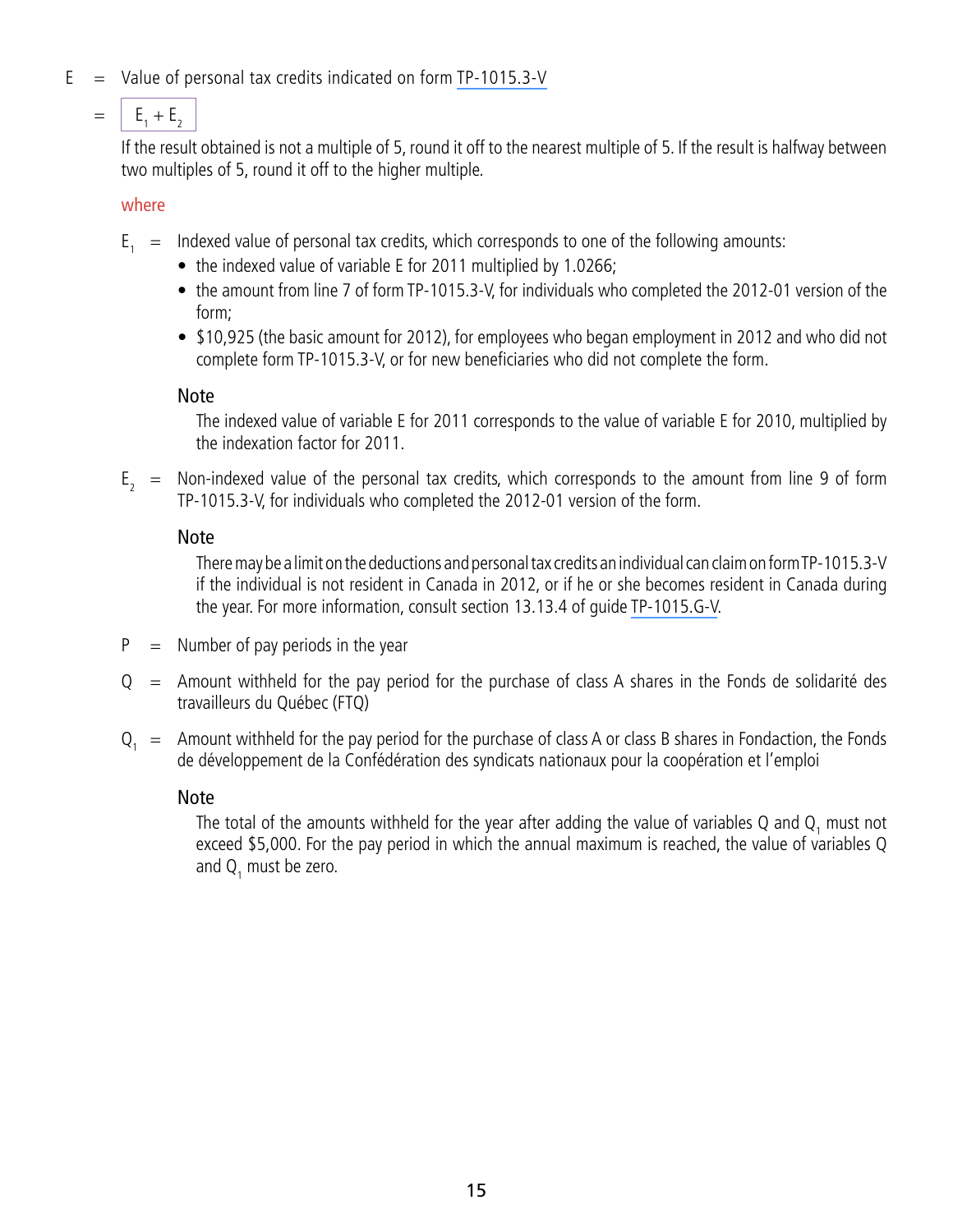E = Value of personal tax credits indicated on form TP-1015.3-V

= $E_1 + E_2$

If the result obtained is not a multiple of 5, round it off to the nearest multiple of 5. If the result is halfway between two multiples of 5, round it off to the higher multiple.

where

$E_1$ = Indexed value of personal tax credits, which corresponds to one of the following amounts:

- the indexed value of variable E for 2011 multiplied by 1.0266;
- the amount from line 7 of form TP-1015.3-V, for individuals who completed the 2012-01 version of the form;
- $10,925 (the basic amount for 2012), for employees who began employment in 2012 and who did not complete form TP-1015.3-V, or for new beneficiaries who did not complete the form.

**Note**

The indexed value of variable E for 2011 corresponds to the value of variable E for 2010, multiplied by the indexation factor for 2011.

$E_2$ = Non-indexed value of the personal tax credits, which corresponds to the amount from line 9 of form TP-1015.3-V, for individuals who completed the 2012-01 version of the form.

**Note**

There may be a limit on the deductions and personal tax credits an individual can claim on form TP-1015.3-V if the individual is not resident in Canada in 2012, or if he or she becomes resident in Canada during the year. For more information, consult section 13.13.4 of guide TP-1015.G-V.

P = Number of pay periods in the year

Q = Amount withheld for the pay period for the purchase of class A shares in the Fonds de solidarité des travailleurs du Québec (FTQ)

$Q_1$ = Amount withheld for the pay period for the purchase of class A or class B shares in Fondaction, the Fonds de développement de la Confédération des syndicats nationaux pour la coopération et l'emploi

**Note**

The total of the amounts withheld for the year after adding the value of variables Q and $Q_1$ must not exceed $5,000. For the pay period in which the annual maximum is reached, the value of variables Q and $Q_1$ must be zero.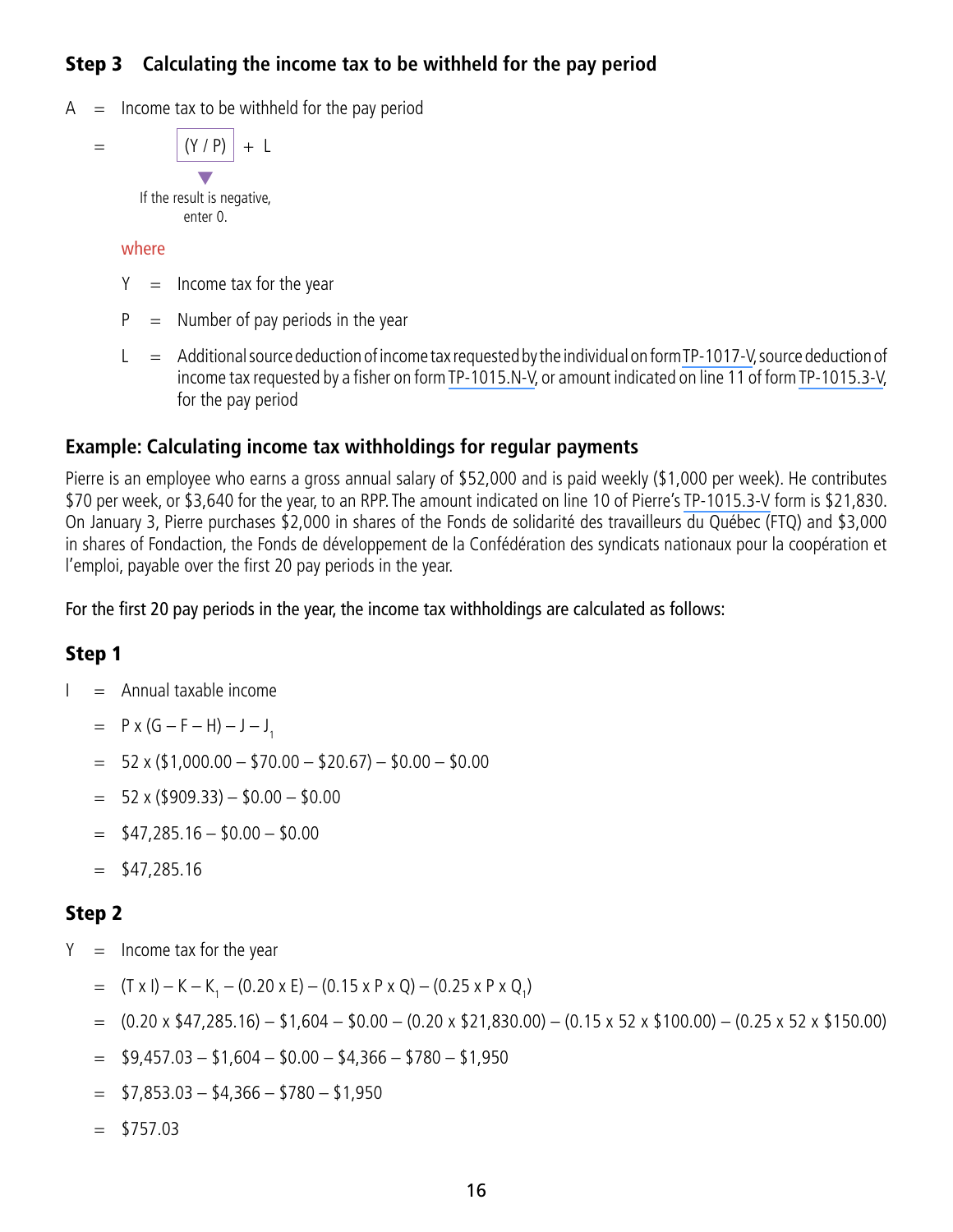### Step 3 Calculating the income tax to be withheld for the pay period

A = Income tax to be withheld for the pay period

= $(Y / P) + L$

If the result is negative, enter 0.

where

Y = Income tax for the year

P = Number of pay periods in the year

L = Additional source deduction of income tax requested by the individual on form TP-1017-V, source deduction of income tax requested by a fisher on form TP-1015.N-V, or amount indicated on line 11 of form TP-1015.3-V, for the pay period

### Example: Calculating income tax withholdings for regular payments

Pierre is an employee who earns a gross annual salary of $52,000 and is paid weekly ($1,000 per week). He contributes $70 per week, or $3,640 for the year, to an RPP. The amount indicated on line 10 of Pierre's TP-1015.3-V form is $21,830. On January 3, Pierre purchases $2,000 in shares of the Fonds de solidarité des travailleurs du Québec (FTQ) and $3,000 in shares of Fondaction, the Fonds de développement de la Confédération des syndicats nationaux pour la coopération et l'emploi, payable over the first 20 pay periods in the year.

For the first 20 pay periods in the year, the income tax withholdings are calculated as follows:

### Step 1

I = Annual taxable income

= $P \times (G - F - H) - J - J_1$

= 52 x ($1,000.00 – $70.00 – $20.67) – $0.00 – $0.00

= 52 x ($909.33) – $0.00 – $0.00

= $47,285.16 – $0.00 – $0.00

= $47,285.16

### Step 2

Y = Income tax for the year

= $(T \times I) - K - K_1 - (0.20 \times E) - (0.15 \times P \times Q) - (0.25 \times P \times Q_1)$

= (0.20 x $47,285.16) – $1,604 – $0.00 – (0.20 x $21,830.00) – (0.15 x 52 x $100.00) – (0.25 x 52 x $150.00)

= $9,457.03 – $1,604 – $0.00 – $4,366 – $780 – $1,950

= $7,853.03 – $4,366 – $780 – $1,950

= $757.03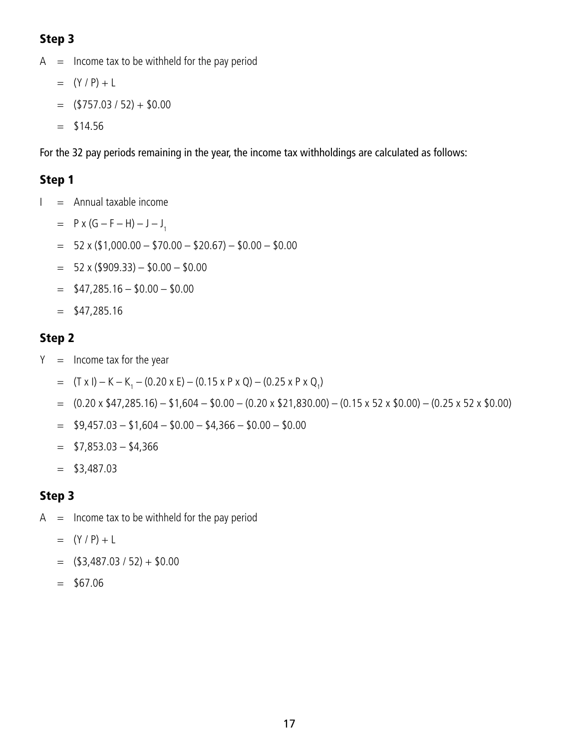## Step 3

A = Income tax to be withheld for the pay period

= (Y / P) + L

= ($757.03 / 52) + $0.00

= $14.56

For the 32 pay periods remaining in the year, the income tax withholdings are calculated as follows:

## Step 1

I = Annual taxable income

= P x (G – F – H) – J – $J_1$

= 52 x ($1,000.00 – $70.00 – $20.67) – $0.00 – $0.00

= 52 x ($909.33) – $0.00 – $0.00

= $47,285.16 – $0.00 – $0.00

= $47,285.16

## Step 2

Y = Income tax for the year

= (T x I) – K – $K_1$ – (0.20 x E) – (0.15 x P x Q) – (0.25 x P x $Q_1$)

= (0.20 x $47,285.16) – $1,604 – $0.00 – (0.20 x $21,830.00) – (0.15 x 52 x $0.00) – (0.25 x 52 x $0.00)

= $9,457.03 – $1,604 – $0.00 – $4,366 – $0.00 – $0.00

= $7,853.03 – $4,366

= $3,487.03

## Step 3

A = Income tax to be withheld for the pay period

= (Y / P) + L

= ($3,487.03 / 52) + $0.00

= $67.06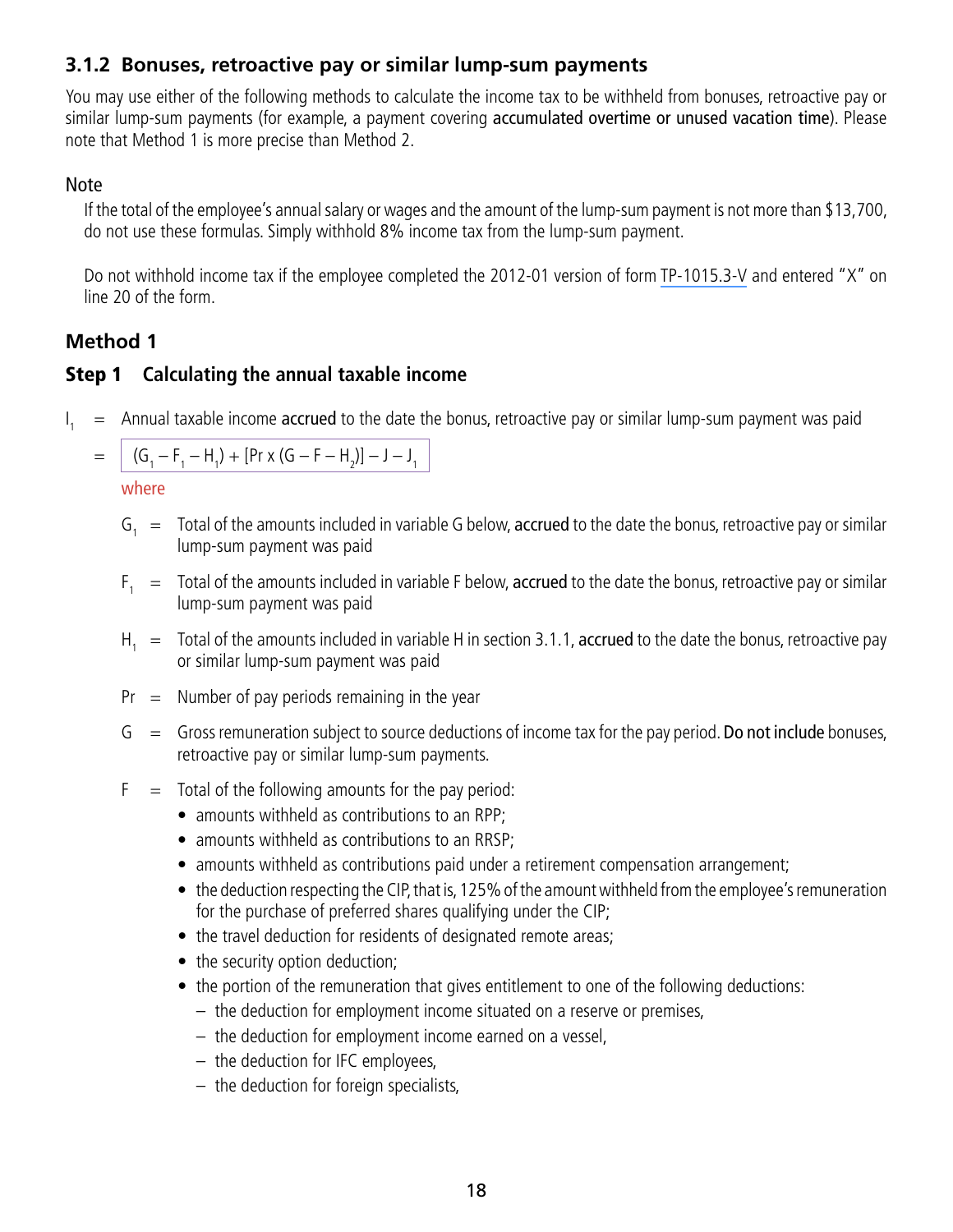### 3.1.2 Bonuses, retroactive pay or similar lump-sum payments

You may use either of the following methods to calculate the income tax to be withheld from bonuses, retroactive pay or similar lump-sum payments (for example, a payment covering **accumulated overtime or unused vacation time**). Please note that Method 1 is more precise than Method 2.

Note

If the total of the employee's annual salary or wages and the amount of the lump-sum payment is not more than $13,700, do not use these formulas. Simply withhold 8% income tax from the lump-sum payment.

Do not withhold income tax if the employee completed the 2012-01 version of form TP-1015.3-V and entered "X" on line 20 of the form.

### Method 1

#### Step 1 Calculating the annual taxable income

$I_1$ = Annual taxable income **accrued** to the date the bonus, retroactive pay or similar lump-sum payment was paid

$$= (G_1 - F_1 - H_1) + [Pr \times (G - F - H_2)] - J - J_1$$

where

- $G_1$ = Total of the amounts included in variable G below, **accrued** to the date the bonus, retroactive pay or similar lump-sum payment was paid
- $F_1$ = Total of the amounts included in variable F below, **accrued** to the date the bonus, retroactive pay or similar lump-sum payment was paid
- $H_1$ = Total of the amounts included in variable H in section 3.1.1, **accrued** to the date the bonus, retroactive pay or similar lump-sum payment was paid
- $Pr$ = Number of pay periods remaining in the year
- $G$ = Gross remuneration subject to source deductions of income tax for the pay period. **Do not include** bonuses, retroactive pay or similar lump-sum payments.
- $F$ = Total of the following amounts for the pay period:
  - amounts withheld as contributions to an RPP;
  - amounts withheld as contributions to an RRSP;
  - amounts withheld as contributions paid under a retirement compensation arrangement;
  - the deduction respecting the CIP, that is, 125% of the amount withheld from the employee's remuneration for the purchase of preferred shares qualifying under the CIP;
  - the travel deduction for residents of designated remote areas;
  - the security option deduction;
  - the portion of the remuneration that gives entitlement to one of the following deductions:
    - the deduction for employment income situated on a reserve or premises,
    - the deduction for employment income earned on a vessel,
    - the deduction for IFC employees,
    - the deduction for foreign specialists,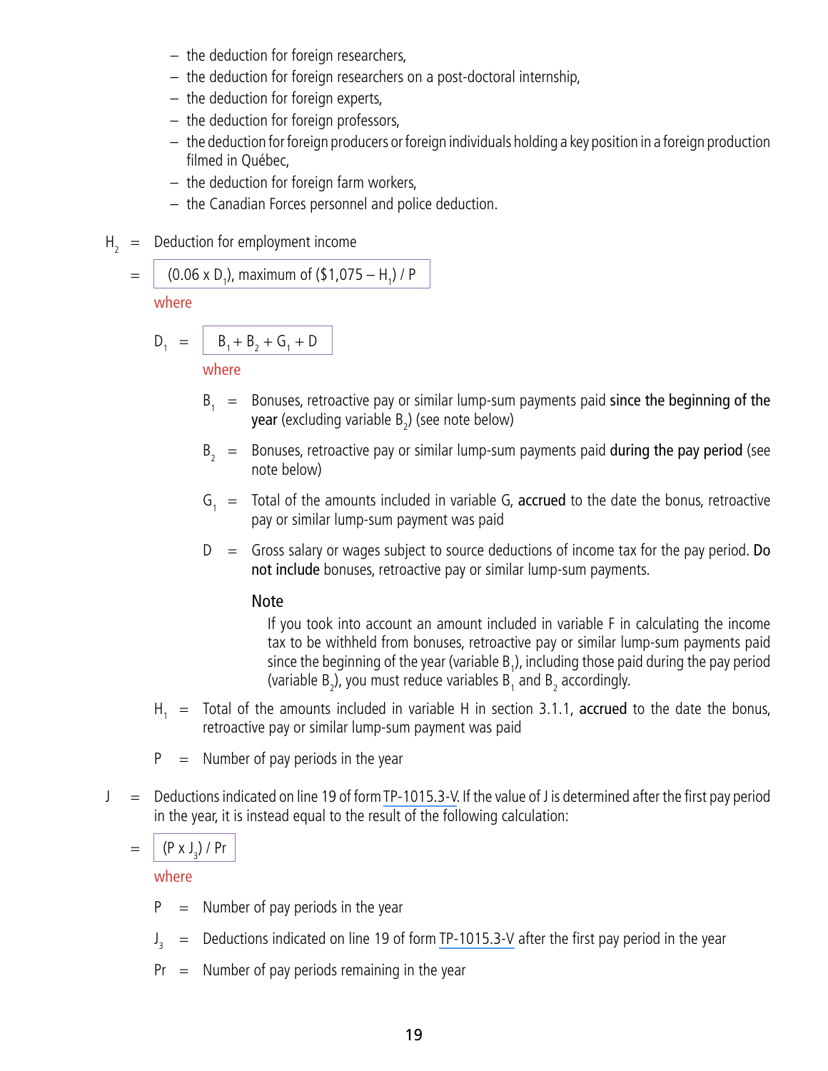- the deduction for foreign researchers,
- the deduction for foreign researchers on a post-doctoral internship,
- the deduction for foreign experts,
- the deduction for foreign professors,
- the deduction for foreign producers or foreign individuals holding a key position in a foreign production filmed in Québec,
- the deduction for foreign farm workers,
- the Canadian Forces personnel and police deduction.

$H_2$ = Deduction for employment income

= $(0.06 \times D_1)$, maximum of $(\$1,075 - H_1) / P$

where

$D_1$ = $B_1 + B_2 + G_1 + D$

where

$B_1$ = Bonuses, retroactive pay or similar lump-sum payments paid **since the beginning of the year** (excluding variable $B_2$) (see note below)

$B_2$ = Bonuses, retroactive pay or similar lump-sum payments paid **during the pay period** (see note below)

$G_1$ = Total of the amounts included in variable G, **accrued** to the date the bonus, retroactive pay or similar lump-sum payment was paid

$D$ = Gross salary or wages subject to source deductions of income tax for the pay period. **Do not include** bonuses, retroactive pay or similar lump-sum payments.

**Note**

If you took into account an amount included in variable F in calculating the income tax to be withheld from bonuses, retroactive pay or similar lump-sum payments paid since the beginning of the year (variable $B_1$), including those paid during the pay period (variable $B_2$), you must reduce variables $B_1$ and $B_2$ accordingly.

$H_1$ = Total of the amounts included in variable H in section 3.1.1, **accrued** to the date the bonus, retroactive pay or similar lump-sum payment was paid

$P$ = Number of pay periods in the year

$J$ = Deductions indicated on line 19 of form TP-1015.3-V. If the value of J is determined after the first pay period in the year, it is instead equal to the result of the following calculation:

= $(P \times J_3) / Pr$

where

$P$ = Number of pay periods in the year

$J_3$ = Deductions indicated on line 19 of form TP-1015.3-V after the first pay period in the year

$Pr$ = Number of pay periods remaining in the year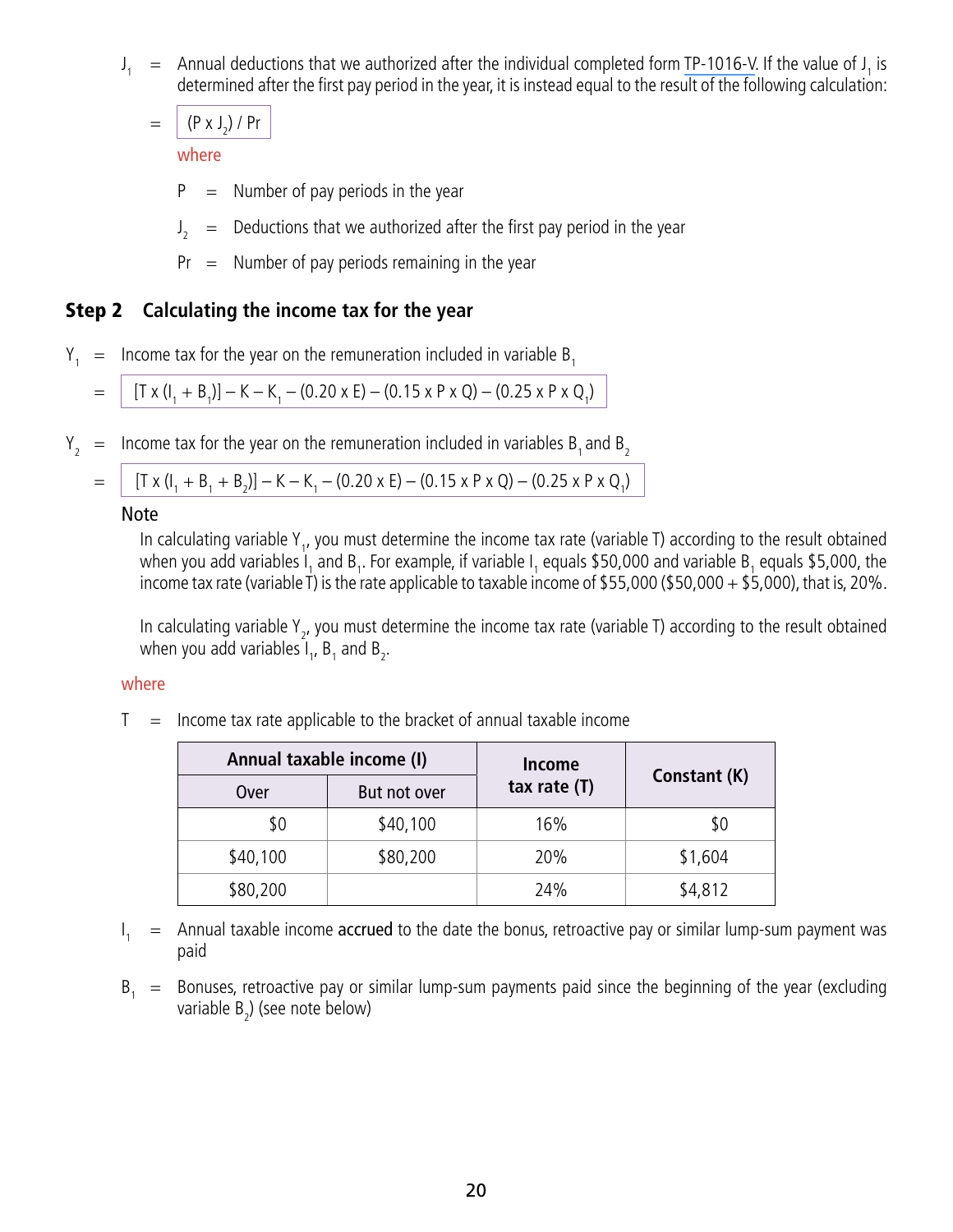$J_1$ = Annual deductions that we authorized after the individual completed form TP-1016-V. If the value of $J_1$ is determined after the first pay period in the year, it is instead equal to the result of the following calculation:

$$= (P \times J_2) / Pr$$

where

$P$ = Number of pay periods in the year

$J_2$ = Deductions that we authorized after the first pay period in the year

$Pr$ = Number of pay periods remaining in the year

## Step 2 Calculating the income tax for the year

$Y_1$ = Income tax for the year on the remuneration included in variable $B_1$

$$= [T \times (I_1 + B_1)] - K - K_1 - (0.20 \times E) - (0.15 \times P \times Q) - (0.25 \times P \times Q_1)$$

$Y_2$ = Income tax for the year on the remuneration included in variables $B_1$ and $B_2$

$$= [T \times (I_1 + B_1 + B_2)] - K - K_1 - (0.20 \times E) - (0.15 \times P \times Q) - (0.25 \times P \times Q_1)$$

**Note**

In calculating variable $Y_1$, you must determine the income tax rate (variable T) according to the result obtained when you add variables $I_1$ and $B_1$. For example, if variable $I_1$ equals \$50,000 and variable $B_1$ equals \$5,000, the income tax rate (variable T) is the rate applicable to taxable income of \$55,000 (\$50,000 + \$5,000), that is, 20%.

In calculating variable $Y_2$, you must determine the income tax rate (variable T) according to the result obtained when you add variables $I_1$, $B_1$ and $B_2$.

where

$T$ = Income tax rate applicable to the bracket of annual taxable income

| Annual taxable income (I) | | Income tax rate (T) | Constant (K) |
|---|---|---|---|
| Over | But not over | | |
| \$0 | \$40,100 | 16% | \$0 |
| \$40,100 | \$80,200 | 20% | \$1,604 |
| \$80,200 | | 24% | \$4,812 |

$I_1$ = Annual taxable income **accrued** to the date the bonus, retroactive pay or similar lump-sum payment was paid

$B_1$ = Bonuses, retroactive pay or similar lump-sum payments paid since the beginning of the year (excluding variable $B_2$) (see note below)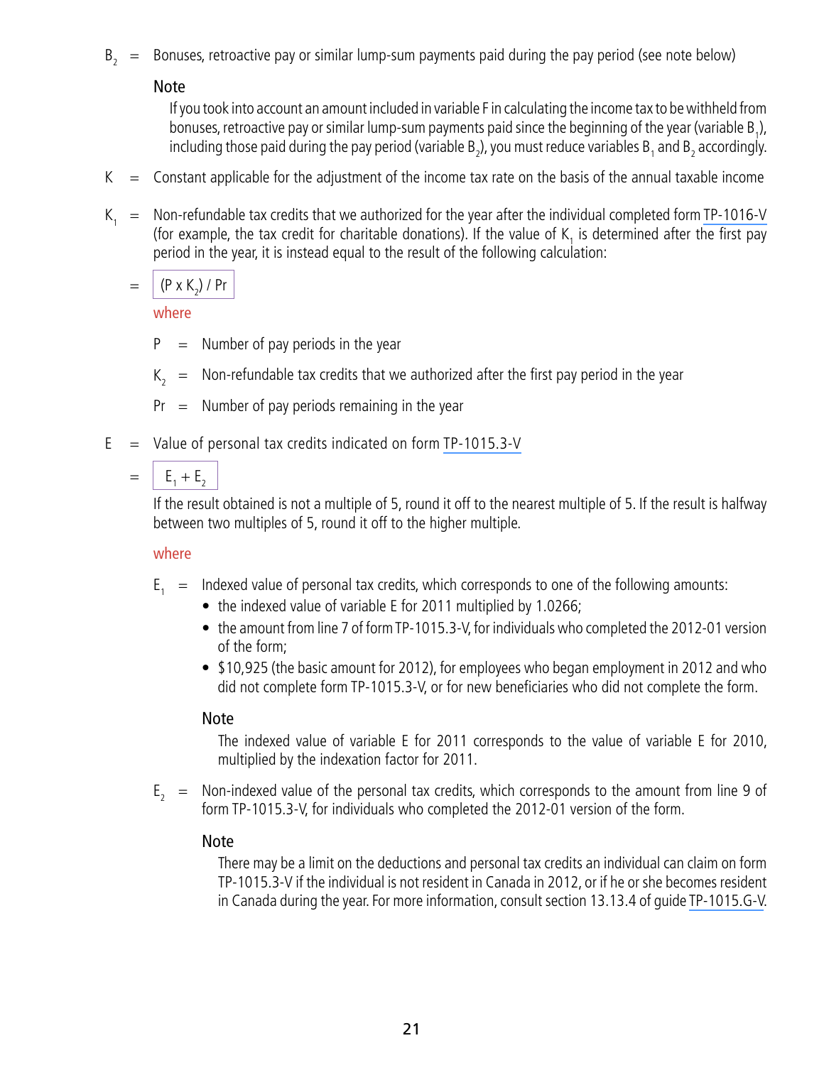$B_2$ = Bonuses, retroactive pay or similar lump-sum payments paid during the pay period (see note below)

**Note**

If you took into account an amount included in variable F in calculating the income tax to be withheld from bonuses, retroactive pay or similar lump-sum payments paid since the beginning of the year (variable $B_1$), including those paid during the pay period (variable $B_2$), you must reduce variables $B_1$ and $B_2$ accordingly.

K = Constant applicable for the adjustment of the income tax rate on the basis of the annual taxable income

$K_1$ = Non-refundable tax credits that we authorized for the year after the individual completed form TP-1016-V (for example, the tax credit for charitable donations). If the value of $K_1$ is determined after the first pay period in the year, it is instead equal to the result of the following calculation:

= $(P \times K_2) / Pr$

where

- P = Number of pay periods in the year
- $K_2$ = Non-refundable tax credits that we authorized after the first pay period in the year
- Pr = Number of pay periods remaining in the year

E = Value of personal tax credits indicated on form TP-1015.3-V

= $E_1 + E_2$

If the result obtained is not a multiple of 5, round it off to the nearest multiple of 5. If the result is halfway between two multiples of 5, round it off to the higher multiple.

where

$E_1$ = Indexed value of personal tax credits, which corresponds to one of the following amounts:

- the indexed value of variable E for 2011 multiplied by 1.0266;
- the amount from line 7 of form TP-1015.3-V, for individuals who completed the 2012-01 version of the form;
- $10,925 (the basic amount for 2012), for employees who began employment in 2012 and who did not complete form TP-1015.3-V, or for new beneficiaries who did not complete the form.

**Note**

The indexed value of variable E for 2011 corresponds to the value of variable E for 2010, multiplied by the indexation factor for 2011.

$E_2$ = Non-indexed value of the personal tax credits, which corresponds to the amount from line 9 of form TP-1015.3-V, for individuals who completed the 2012-01 version of the form.

**Note**

There may be a limit on the deductions and personal tax credits an individual can claim on form TP-1015.3-V if the individual is not resident in Canada in 2012, or if he or she becomes resident in Canada during the year. For more information, consult section 13.13.4 of guide TP-1015.G-V.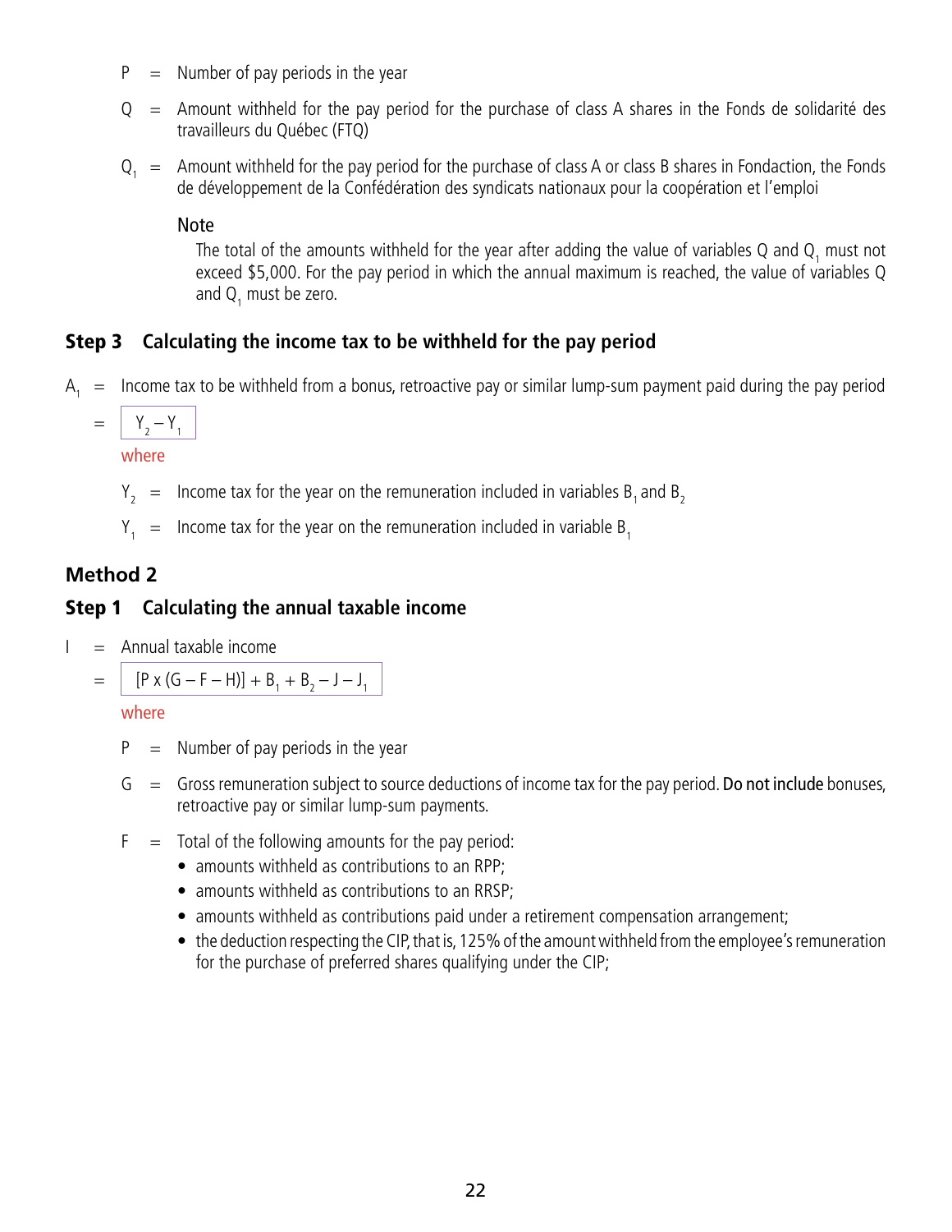$P$ = Number of pay periods in the year

$Q$ = Amount withheld for the pay period for the purchase of class A shares in the Fonds de solidarité des travailleurs du Québec (FTQ)

$Q_1$ = Amount withheld for the pay period for the purchase of class A or class B shares in Fondaction, the Fonds de développement de la Confédération des syndicats nationaux pour la coopération et l'emploi

Note

The total of the amounts withheld for the year after adding the value of variables $Q$ and $Q_1$ must not exceed $5,000. For the pay period in which the annual maximum is reached, the value of variables $Q$ and $Q_1$ must be zero.

### Step 3 Calculating the income tax to be withheld for the pay period

$A_1$ = Income tax to be withheld from a bonus, retroactive pay or similar lump-sum payment paid during the pay period

$$= Y_2 - Y_1$$

where

$Y_2$ = Income tax for the year on the remuneration included in variables $B_1$ and $B_2$

$Y_1$ = Income tax for the year on the remuneration included in variable $B_1$

## Method 2

### Step 1 Calculating the annual taxable income

$I$ = Annual taxable income

$$= [P \times (G - F - H)] + B_1 + B_2 - J - J_1$$

where

$P$ = Number of pay periods in the year

$G$ = Gross remuneration subject to source deductions of income tax for the pay period. **Do not include** bonuses, retroactive pay or similar lump-sum payments.

$F$ = Total of the following amounts for the pay period:

- amounts withheld as contributions to an RPP;
- amounts withheld as contributions to an RRSP;
- amounts withheld as contributions paid under a retirement compensation arrangement;
- the deduction respecting the CIP, that is, 125% of the amount withheld from the employee's remuneration for the purchase of preferred shares qualifying under the CIP;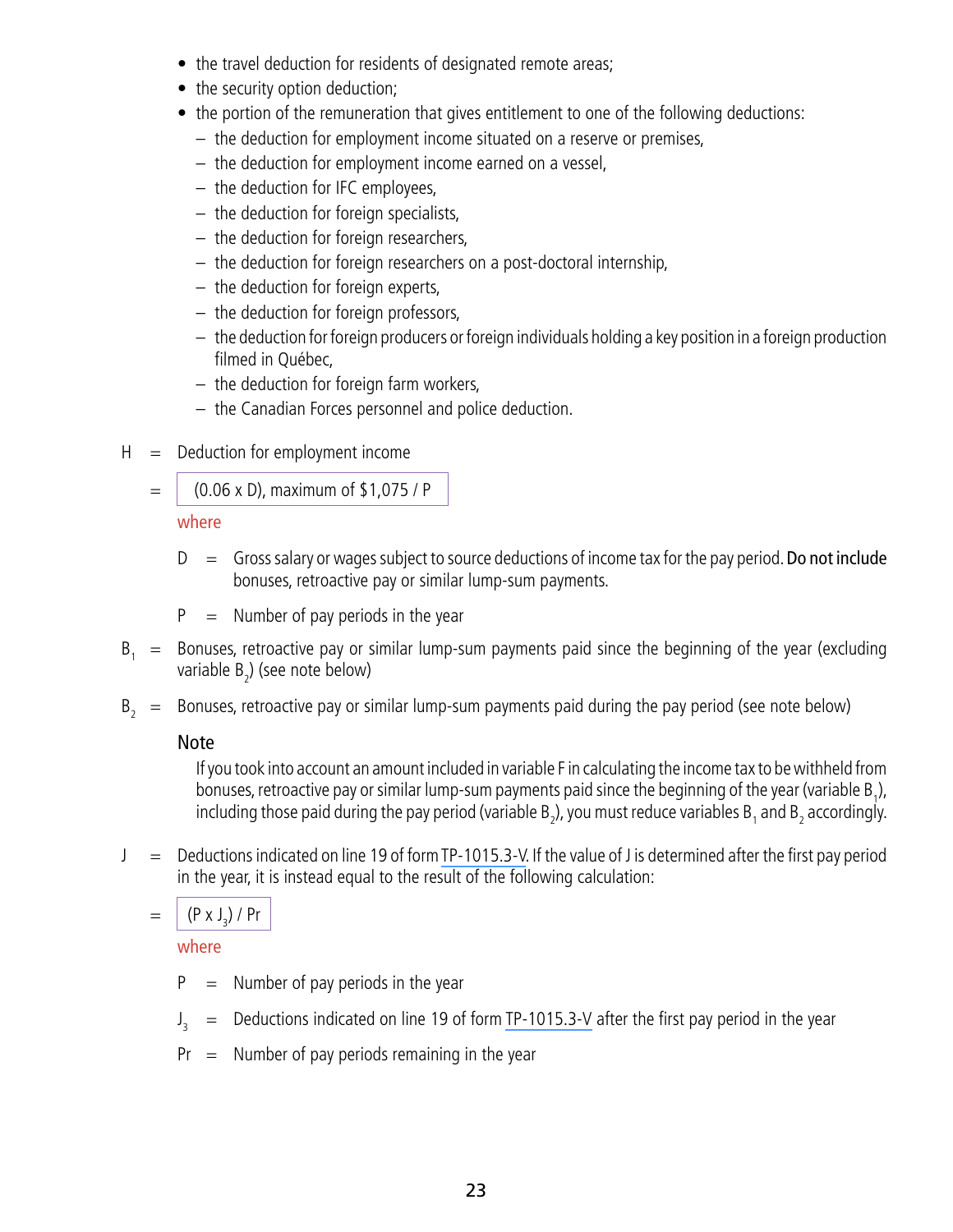- the travel deduction for residents of designated remote areas;
- the security option deduction;
- the portion of the remuneration that gives entitlement to one of the following deductions:
  - the deduction for employment income situated on a reserve or premises,
  - the deduction for employment income earned on a vessel,
  - the deduction for IFC employees,
  - the deduction for foreign specialists,
  - the deduction for foreign researchers,
  - the deduction for foreign researchers on a post-doctoral internship,
  - the deduction for foreign experts,
  - the deduction for foreign professors,
  - the deduction for foreign producers or foreign individuals holding a key position in a foreign production filmed in Québec,
  - the deduction for foreign farm workers,
  - the Canadian Forces personnel and police deduction.

$H$ = Deduction for employment income

= $(0.06 \times D)$, maximum of $1,075 / P

where

$D$ = Gross salary or wages subject to source deductions of income tax for the pay period. **Do not include** bonuses, retroactive pay or similar lump-sum payments.

$P$ = Number of pay periods in the year

$B_1$ = Bonuses, retroactive pay or similar lump-sum payments paid since the beginning of the year (excluding variable $B_2$) (see note below)

$B_2$ = Bonuses, retroactive pay or similar lump-sum payments paid during the pay period (see note below)

**Note**

If you took into account an amount included in variable F in calculating the income tax to be withheld from bonuses, retroactive pay or similar lump-sum payments paid since the beginning of the year (variable $B_1$), including those paid during the pay period (variable $B_2$), you must reduce variables $B_1$ and $B_2$ accordingly.

$J$ = Deductions indicated on line 19 of form TP-1015.3-V. If the value of J is determined after the first pay period in the year, it is instead equal to the result of the following calculation:

= $(P \times J_3) / Pr$

where

$P$ = Number of pay periods in the year

$J_3$ = Deductions indicated on line 19 of form TP-1015.3-V after the first pay period in the year

$Pr$ = Number of pay periods remaining in the year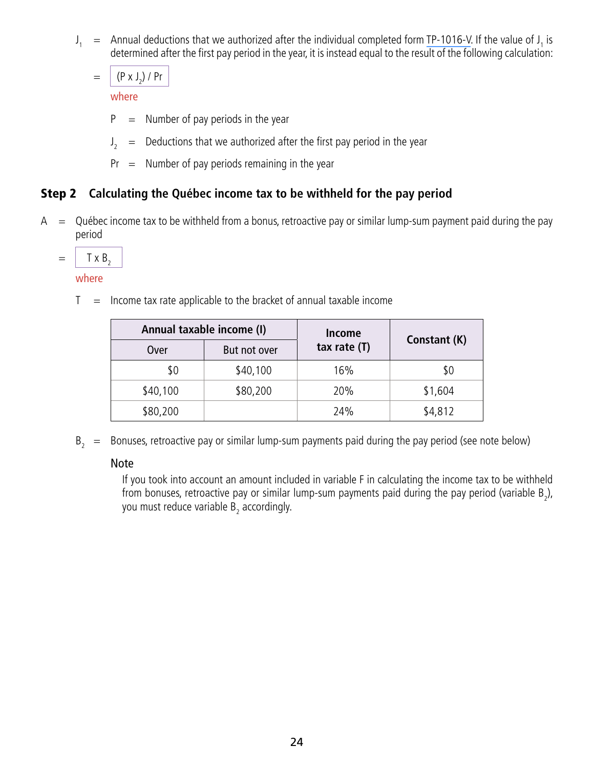$J_1$ = Annual deductions that we authorized after the individual completed form TP-1016-V. If the value of $J_1$ is determined after the first pay period in the year, it is instead equal to the result of the following calculation:

= $(P \times J_2) / Pr$

where

$P$ = Number of pay periods in the year

$J_2$ = Deductions that we authorized after the first pay period in the year

$Pr$ = Number of pay periods remaining in the year

## Step 2 Calculating the Québec income tax to be withheld for the pay period

$A$ = Québec income tax to be withheld from a bonus, retroactive pay or similar lump-sum payment paid during the pay period

= $T \times B_2$

where

$T$ = Income tax rate applicable to the bracket of annual taxable income

| Annual taxable income (I) | | Income tax rate (T) | Constant (K) |
|---|---|---|---|
| Over | But not over | | |
| $0 | $40,100 | 16% | $0 |
| $40,100 | $80,200 | 20% | $1,604 |
| $80,200 | | 24% | $4,812 |

$B_2$ = Bonuses, retroactive pay or similar lump-sum payments paid during the pay period (see note below)

**Note**

If you took into account an amount included in variable F in calculating the income tax to be withheld from bonuses, retroactive pay or similar lump-sum payments paid during the pay period (variable $B_2$), you must reduce variable $B_2$ accordingly.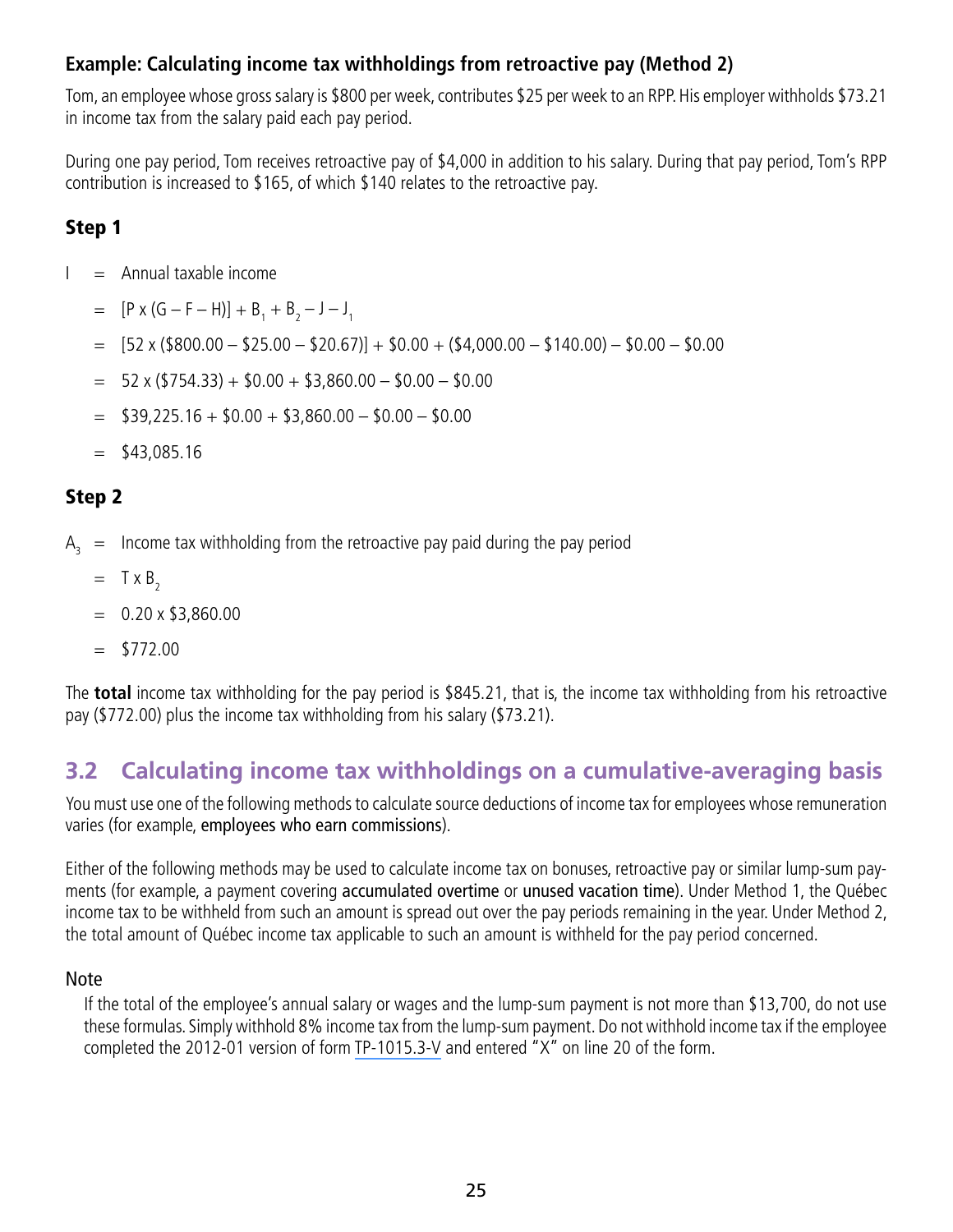### Example: Calculating income tax withholdings from retroactive pay (Method 2)

Tom, an employee whose gross salary is $800 per week, contributes $25 per week to an RPP. His employer withholds $73.21 in income tax from the salary paid each pay period.

During one pay period, Tom receives retroactive pay of $4,000 in addition to his salary. During that pay period, Tom's RPP contribution is increased to $165, of which $140 relates to the retroactive pay.

#### Step 1

I = Annual taxable income

$= [P \times (G - F - H)] + B_1 + B_2 - J - J_1$

$= [52 \times (\$800.00 - \$25.00 - \$20.67)] + \$0.00 + (\$4{,}000.00 - \$140.00) - \$0.00 - \$0.00$

$= 52 \times (\$754.33) + \$0.00 + \$3{,}860.00 - \$0.00 - \$0.00$

$= \$39{,}225.16 + \$0.00 + \$3{,}860.00 - \$0.00 - \$0.00$

$= \$43{,}085.16$

#### Step 2

$A_3$ = Income tax withholding from the retroactive pay paid during the pay period

$= T \times B_2$

$= 0.20 \times \$3{,}860.00$

$= \$772.00$

The **total** income tax withholding for the pay period is $845.21, that is, the income tax withholding from his retroactive pay ($772.00) plus the income tax withholding from his salary ($73.21).

## 3.2 Calculating income tax withholdings on a cumulative-averaging basis

You must use one of the following methods to calculate source deductions of income tax for employees whose remuneration varies (for example, employees who earn commissions).

Either of the following methods may be used to calculate income tax on bonuses, retroactive pay or similar lump-sum payments (for example, a payment covering accumulated overtime or unused vacation time). Under Method 1, the Québec income tax to be withheld from such an amount is spread out over the pay periods remaining in the year. Under Method 2, the total amount of Québec income tax applicable to such an amount is withheld for the pay period concerned.

Note

If the total of the employee's annual salary or wages and the lump-sum payment is not more than $13,700, do not use these formulas. Simply withhold 8% income tax from the lump-sum payment. Do not withhold income tax if the employee completed the 2012-01 version of form TP-1015.3-V and entered "X" on line 20 of the form.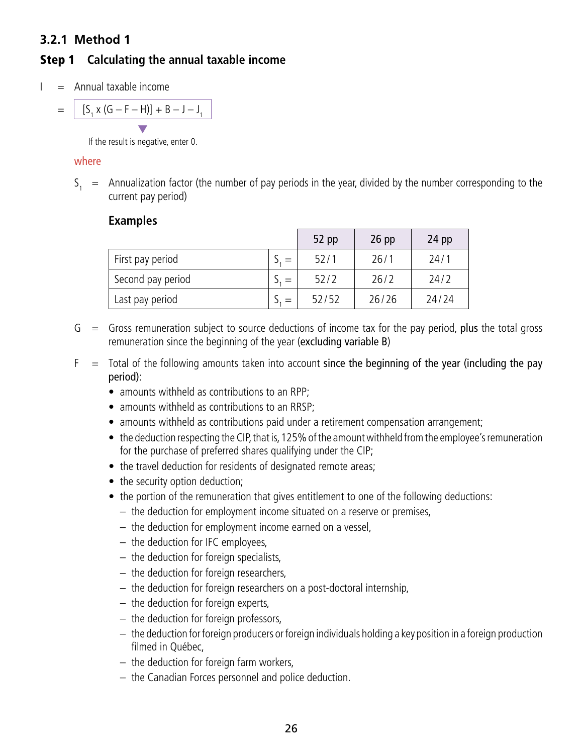### 3.2.1 Method 1

#### Step 1 Calculating the annual taxable income

I = Annual taxable income

$$= [S_1 \times (G - F - H)] + B - J - J_1$$

If the result is negative, enter 0.

where

$S_1$ = Annualization factor (the number of pay periods in the year, divided by the number corresponding to the current pay period)

**Examples**

| | | 52 pp | 26 pp | 24 pp |
|---|---|---|---|---|
| First pay period | $S_1$ = | 52/1 | 26/1 | 24/1 |
| Second pay period | $S_1$ = | 52/2 | 26/2 | 24/2 |
| Last pay period | $S_1$ = | 52/52 | 26/26 | 24/24 |

G = Gross remuneration subject to source deductions of income tax for the pay period, plus the total gross remuneration since the beginning of the year (excluding variable B)

F = Total of the following amounts taken into account since the beginning of the year (including the pay period):

- amounts withheld as contributions to an RPP;
- amounts withheld as contributions to an RRSP;
- amounts withheld as contributions paid under a retirement compensation arrangement;
- the deduction respecting the CIP, that is, 125% of the amount withheld from the employee's remuneration for the purchase of preferred shares qualifying under the CIP;
- the travel deduction for residents of designated remote areas;
- the security option deduction;
- the portion of the remuneration that gives entitlement to one of the following deductions:
  - the deduction for employment income situated on a reserve or premises,
  - the deduction for employment income earned on a vessel,
  - the deduction for IFC employees,
  - the deduction for foreign specialists,
  - the deduction for foreign researchers,
  - the deduction for foreign researchers on a post-doctoral internship,
  - the deduction for foreign experts,
  - the deduction for foreign professors,
  - the deduction for foreign producers or foreign individuals holding a key position in a foreign production filmed in Québec,
  - the deduction for foreign farm workers,
  - the Canadian Forces personnel and police deduction.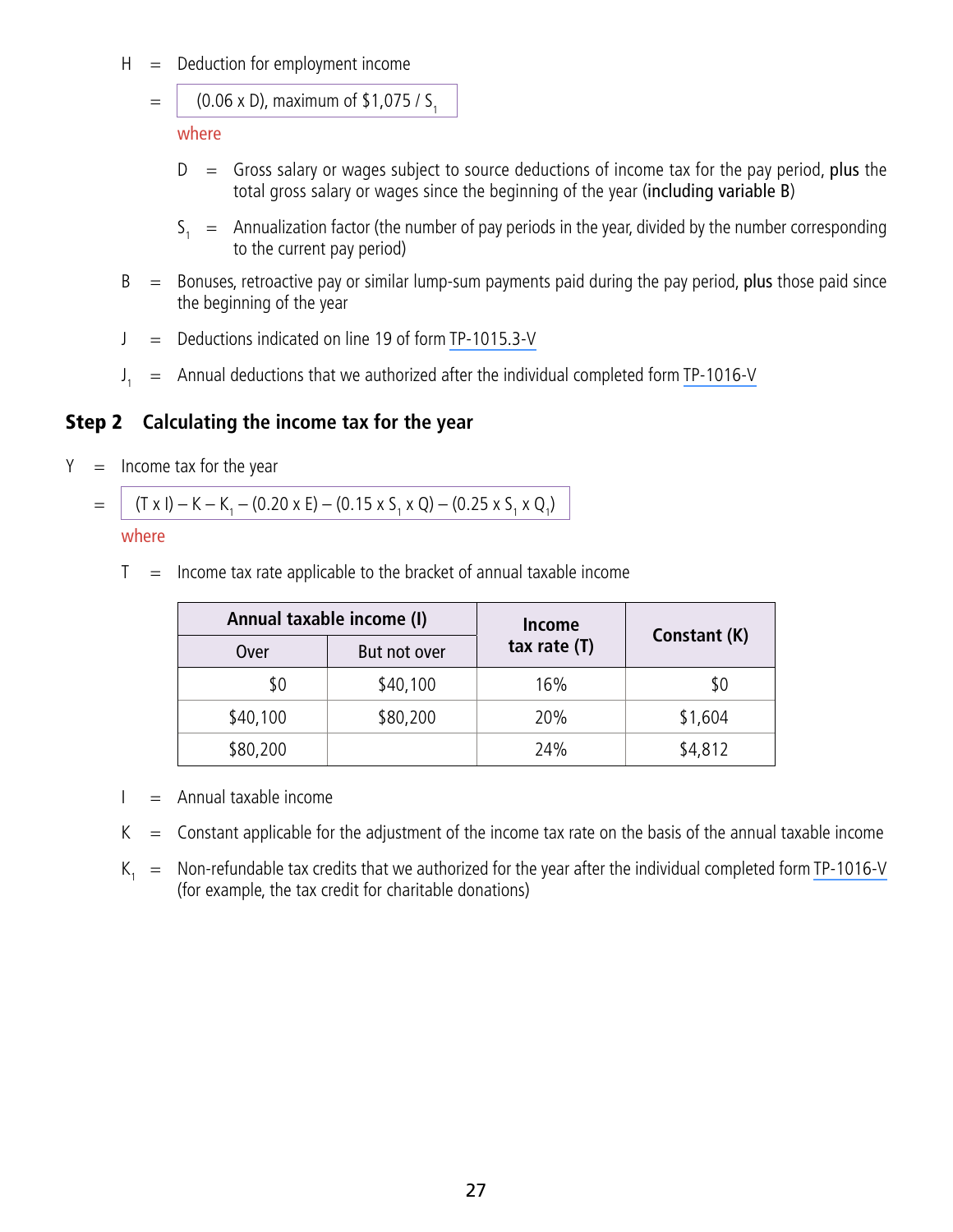H = Deduction for employment income

= $(0.06 \times D)$, maximum of $\$1,075 / S_1$

where

D = Gross salary or wages subject to source deductions of income tax for the pay period, **plus** the total gross salary or wages since the beginning of the year (**including variable B**)

$S_1$ = Annualization factor (the number of pay periods in the year, divided by the number corresponding to the current pay period)

B = Bonuses, retroactive pay or similar lump-sum payments paid during the pay period, **plus** those paid since the beginning of the year

J = Deductions indicated on line 19 of form TP-1015.3-V

$J_1$ = Annual deductions that we authorized after the individual completed form TP-1016-V

## Step 2 Calculating the income tax for the year

Y = Income tax for the year

= $(T \times I) - K - K_1 - (0.20 \times E) - (0.15 \times S_1 \times Q) - (0.25 \times S_1 \times Q_1)$

where

T = Income tax rate applicable to the bracket of annual taxable income

| Annual taxable income (I) | | Income tax rate (T) | Constant (K) |
|---|---|---|---|
| Over | But not over | | |
| $0 | $40,100 | 16% | $0 |
| $40,100 | $80,200 | 20% | $1,604 |
| $80,200 | | 24% | $4,812 |

I = Annual taxable income

K = Constant applicable for the adjustment of the income tax rate on the basis of the annual taxable income

$K_1$ = Non-refundable tax credits that we authorized for the year after the individual completed form TP-1016-V (for example, the tax credit for charitable donations)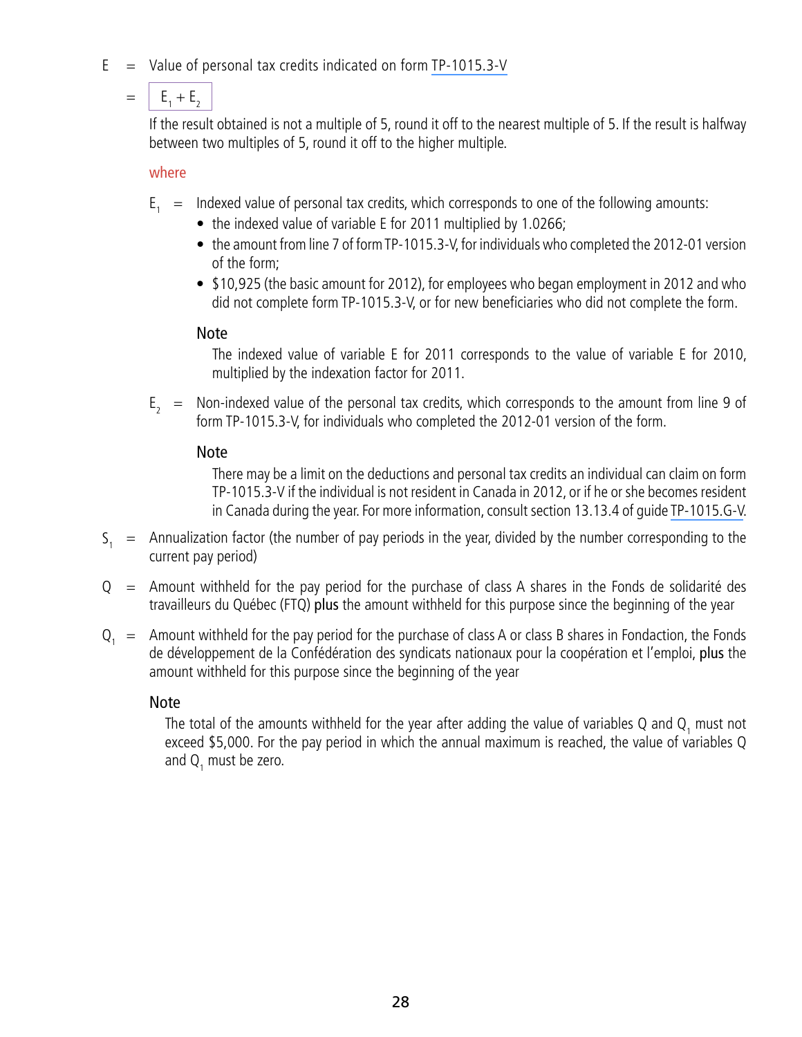$E$ = Value of personal tax credits indicated on form TP-1015.3-V

= $E_1 + E_2$

If the result obtained is not a multiple of 5, round it off to the nearest multiple of 5. If the result is halfway between two multiples of 5, round it off to the higher multiple.

where

$E_1$ = Indexed value of personal tax credits, which corresponds to one of the following amounts:

- the indexed value of variable E for 2011 multiplied by 1.0266;
- the amount from line 7 of form TP-1015.3-V, for individuals who completed the 2012-01 version of the form;
- $10,925 (the basic amount for 2012), for employees who began employment in 2012 and who did not complete form TP-1015.3-V, or for new beneficiaries who did not complete the form.

Note

The indexed value of variable E for 2011 corresponds to the value of variable E for 2010, multiplied by the indexation factor for 2011.

$E_2$ = Non-indexed value of the personal tax credits, which corresponds to the amount from line 9 of form TP-1015.3-V, for individuals who completed the 2012-01 version of the form.

Note

There may be a limit on the deductions and personal tax credits an individual can claim on form TP-1015.3-V if the individual is not resident in Canada in 2012, or if he or she becomes resident in Canada during the year. For more information, consult section 13.13.4 of guide TP-1015.G-V.

$S_1$ = Annualization factor (the number of pay periods in the year, divided by the number corresponding to the current pay period)

$Q$ = Amount withheld for the pay period for the purchase of class A shares in the Fonds de solidarité des travailleurs du Québec (FTQ) **plus** the amount withheld for this purpose since the beginning of the year

$Q_1$ = Amount withheld for the pay period for the purchase of class A or class B shares in Fondaction, the Fonds de développement de la Confédération des syndicats nationaux pour la coopération et l'emploi, **plus** the amount withheld for this purpose since the beginning of the year

Note

The total of the amounts withheld for the year after adding the value of variables $Q$ and $Q_1$ must not exceed $5,000. For the pay period in which the annual maximum is reached, the value of variables $Q$ and $Q_1$ must be zero.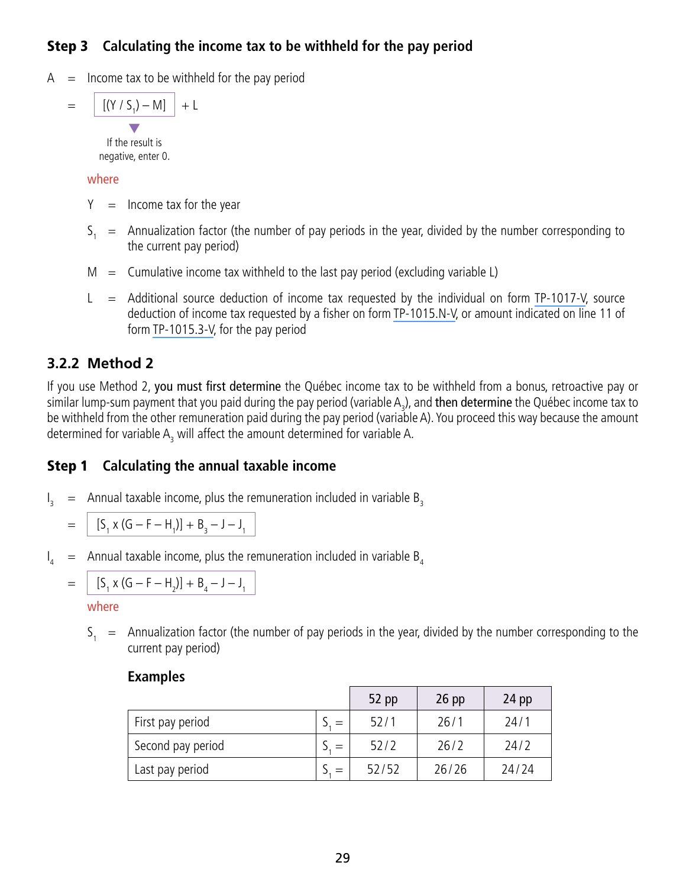### Step 3 Calculating the income tax to be withheld for the pay period

A = Income tax to be withheld for the pay period

$$= [(Y / S_1) - M] + L$$

If the result is negative, enter 0.

where

Y = Income tax for the year

$S_1$ = Annualization factor (the number of pay periods in the year, divided by the number corresponding to the current pay period)

M = Cumulative income tax withheld to the last pay period (excluding variable L)

L = Additional source deduction of income tax requested by the individual on form TP-1017-V, source deduction of income tax requested by a fisher on form TP-1015.N-V, or amount indicated on line 11 of form TP-1015.3-V, for the pay period

## 3.2.2 Method 2

If you use Method 2, **you must first determine** the Québec income tax to be withheld from a bonus, retroactive pay or similar lump-sum payment that you paid during the pay period (variable $A_3$), and **then determine** the Québec income tax to be withheld from the other remuneration paid during the pay period (variable A). You proceed this way because the amount determined for variable $A_3$ will affect the amount determined for variable A.

### Step 1 Calculating the annual taxable income

$I_3$ = Annual taxable income, plus the remuneration included in variable $B_3$

$$= [S_1 \times (G - F - H_1)] + B_3 - J - J_1$$

$I_4$ = Annual taxable income, plus the remuneration included in variable $B_4$

$$= [S_1 \times (G - F - H_2)] + B_4 - J - J_1$$

where

$S_1$ = Annualization factor (the number of pay periods in the year, divided by the number corresponding to the current pay period)

**Examples**

| | | 52 pp | 26 pp | 24 pp |
|---|---|---|---|---|
| First pay period | $S_1$ = | 52 / 1 | 26 / 1 | 24 / 1 |
| Second pay period | $S_1$ = | 52 / 2 | 26 / 2 | 24 / 2 |
| Last pay period | $S_1$ = | 52 / 52 | 26 / 26 | 24 / 24 |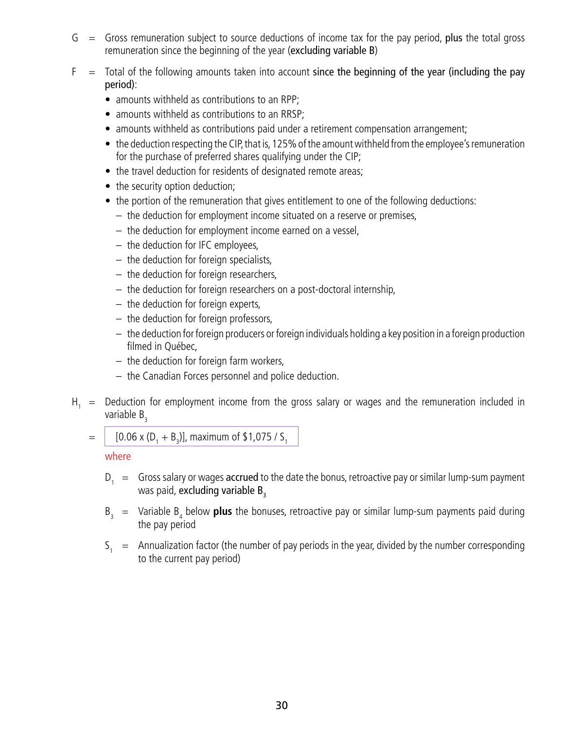G = Gross remuneration subject to source deductions of income tax for the pay period, **plus** the total gross remuneration since the beginning of the year (**excluding variable B**)

F = Total of the following amounts taken into account **since the beginning of the year (including the pay period)**:

- amounts withheld as contributions to an RPP;
- amounts withheld as contributions to an RRSP;
- amounts withheld as contributions paid under a retirement compensation arrangement;
- the deduction respecting the CIP, that is, 125% of the amount withheld from the employee's remuneration for the purchase of preferred shares qualifying under the CIP;
- the travel deduction for residents of designated remote areas;
- the security option deduction;
- the portion of the remuneration that gives entitlement to one of the following deductions:
  - the deduction for employment income situated on a reserve or premises,
  - the deduction for employment income earned on a vessel,
  - the deduction for IFC employees,
  - the deduction for foreign specialists,
  - the deduction for foreign researchers,
  - the deduction for foreign researchers on a post-doctoral internship,
  - the deduction for foreign experts,
  - the deduction for foreign professors,
  - the deduction for foreign producers or foreign individuals holding a key position in a foreign production filmed in Québec,
  - the deduction for foreign farm workers,
  - the Canadian Forces personnel and police deduction.

$H_1$ = Deduction for employment income from the gross salary or wages and the remuneration included in variable $B_3$

= $[0.06 \times (D_1 + B_3)]$, maximum of $\$1,075 / S_1$

where

$D_1$ = Gross salary or wages **accrued** to the date the bonus, retroactive pay or similar lump-sum payment was paid, **excluding variable $B_3$**

$B_3$ = Variable $B_4$ below **plus** the bonuses, retroactive pay or similar lump-sum payments paid during the pay period

$S_1$ = Annualization factor (the number of pay periods in the year, divided by the number corresponding to the current pay period)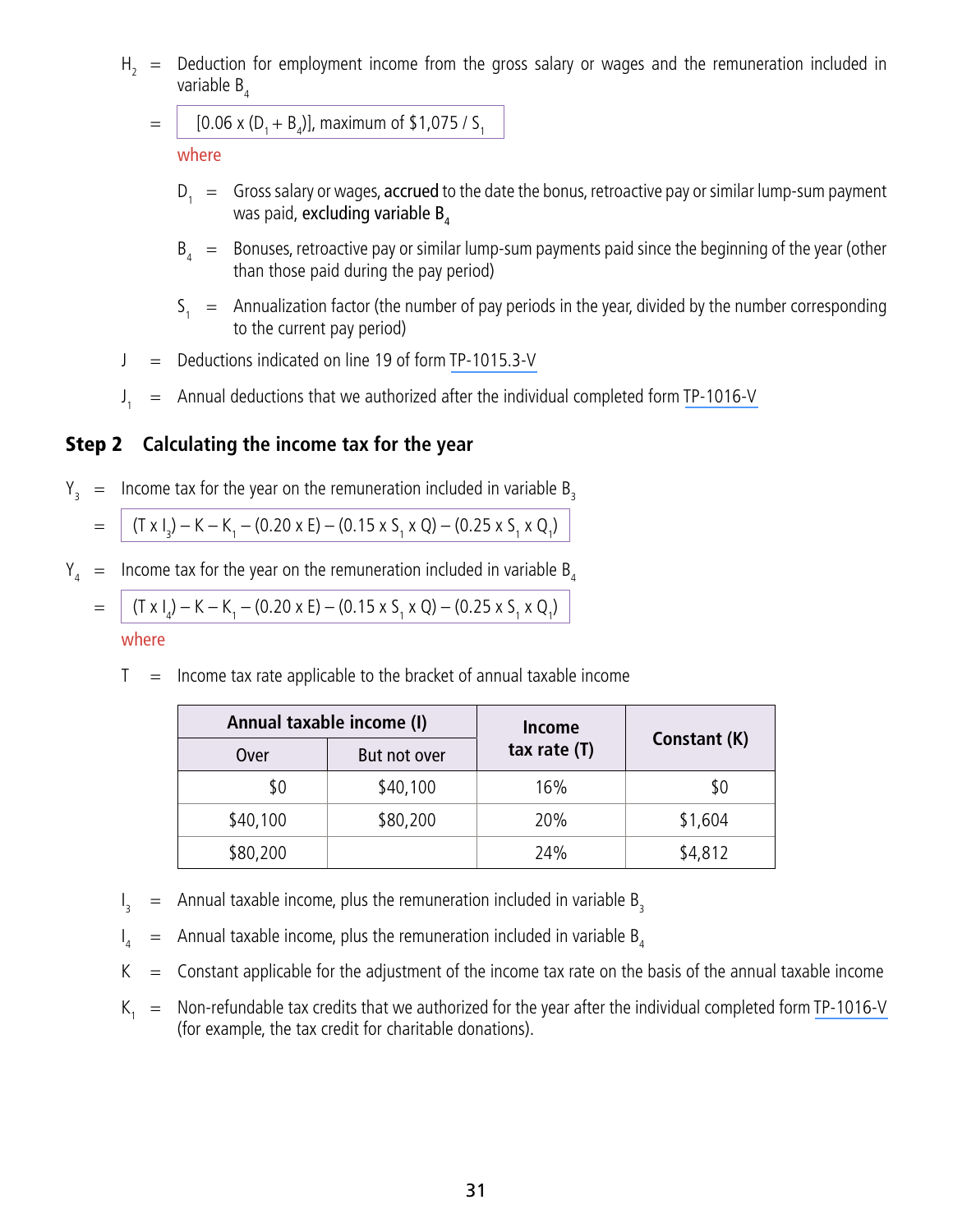$H_2$ = Deduction for employment income from the gross salary or wages and the remuneration included in variable $B_4$

= [0.06 x ($D_1$ + $B_4$)], maximum of $1,075 / $S_1$

where

$D_1$ = Gross salary or wages, **accrued** to the date the bonus, retroactive pay or similar lump-sum payment was paid, **excluding variable $B_4$**

$B_4$ = Bonuses, retroactive pay or similar lump-sum payments paid since the beginning of the year (other than those paid during the pay period)

$S_1$ = Annualization factor (the number of pay periods in the year, divided by the number corresponding to the current pay period)

J = Deductions indicated on line 19 of form TP-1015.3-V

$J_1$ = Annual deductions that we authorized after the individual completed form TP-1016-V

## Step 2 Calculating the income tax for the year

$Y_3$ = Income tax for the year on the remuneration included in variable $B_3$

= (T x $I_3$) – K – $K_1$ – (0.20 x E) – (0.15 x $S_1$ x Q) – (0.25 x $S_1$ x $Q_1$)

$Y_4$ = Income tax for the year on the remuneration included in variable $B_4$

= (T x $I_4$) – K – $K_1$ – (0.20 x E) – (0.15 x $S_1$ x Q) – (0.25 x $S_1$ x $Q_1$)

where

T = Income tax rate applicable to the bracket of annual taxable income

| Annual taxable income (I) | | Income tax rate (T) | Constant (K) |
|---|---|---|---|
| Over | But not over | | |
| $0 | $40,100 | 16% | $0 |
| $40,100 | $80,200 | 20% | $1,604 |
| $80,200 | | 24% | $4,812 |

$I_3$ = Annual taxable income, plus the remuneration included in variable $B_3$

$I_4$ = Annual taxable income, plus the remuneration included in variable $B_4$

K = Constant applicable for the adjustment of the income tax rate on the basis of the annual taxable income

$K_1$ = Non-refundable tax credits that we authorized for the year after the individual completed form TP-1016-V (for example, the tax credit for charitable donations).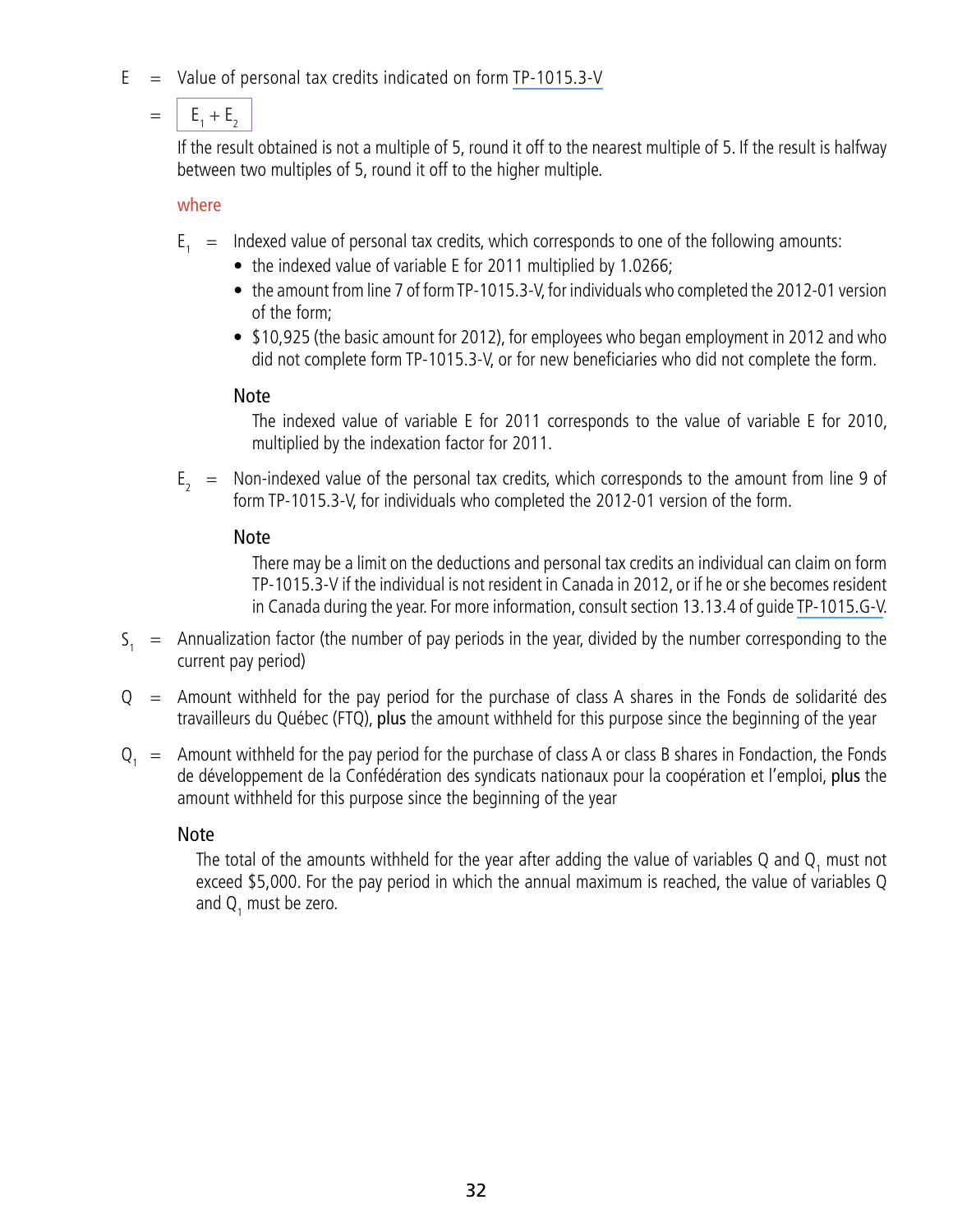$E$ = Value of personal tax credits indicated on form TP-1015.3-V

= $E_1 + E_2$

If the result obtained is not a multiple of 5, round it off to the nearest multiple of 5. If the result is halfway between two multiples of 5, round it off to the higher multiple.

where

$E_1$ = Indexed value of personal tax credits, which corresponds to one of the following amounts:

- the indexed value of variable E for 2011 multiplied by 1.0266;
- the amount from line 7 of form TP-1015.3-V, for individuals who completed the 2012-01 version of the form;
- $10,925 (the basic amount for 2012), for employees who began employment in 2012 and who did not complete form TP-1015.3-V, or for new beneficiaries who did not complete the form.

Note

The indexed value of variable E for 2011 corresponds to the value of variable E for 2010, multiplied by the indexation factor for 2011.

$E_2$ = Non-indexed value of the personal tax credits, which corresponds to the amount from line 9 of form TP-1015.3-V, for individuals who completed the 2012-01 version of the form.

Note

There may be a limit on the deductions and personal tax credits an individual can claim on form TP-1015.3-V if the individual is not resident in Canada in 2012, or if he or she becomes resident in Canada during the year. For more information, consult section 13.13.4 of guide TP-1015.G-V.

$S_1$ = Annualization factor (the number of pay periods in the year, divided by the number corresponding to the current pay period)

$Q$ = Amount withheld for the pay period for the purchase of class A shares in the Fonds de solidarité des travailleurs du Québec (FTQ), **plus** the amount withheld for this purpose since the beginning of the year

$Q_1$ = Amount withheld for the pay period for the purchase of class A or class B shares in Fondaction, the Fonds de développement de la Confédération des syndicats nationaux pour la coopération et l'emploi, **plus** the amount withheld for this purpose since the beginning of the year

Note

The total of the amounts withheld for the year after adding the value of variables $Q$ and $Q_1$ must not exceed $5,000. For the pay period in which the annual maximum is reached, the value of variables $Q$ and $Q_1$ must be zero.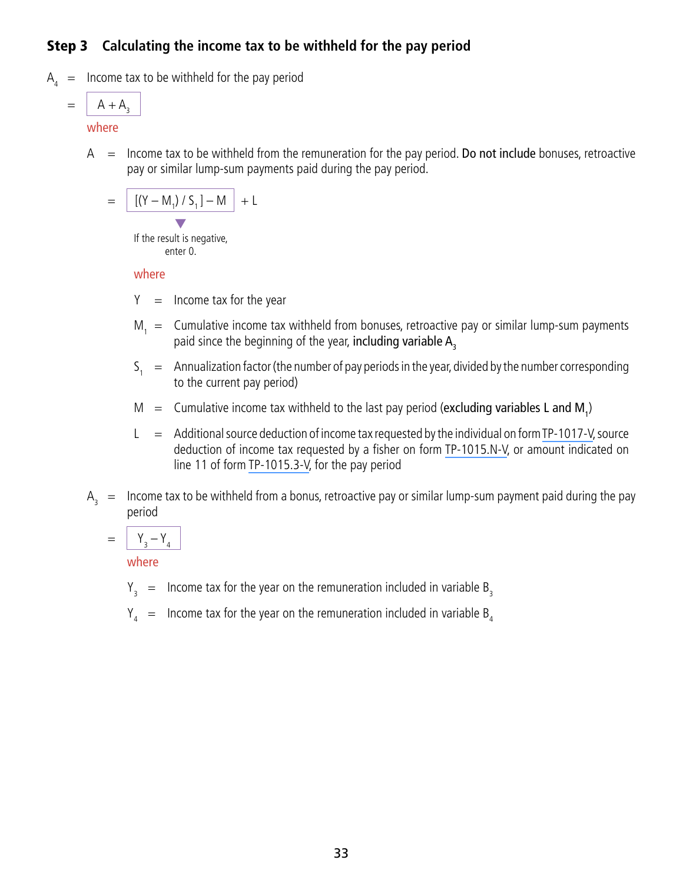### Step 3 Calculating the income tax to be withheld for the pay period

$A_4$ = Income tax to be withheld for the pay period

= $A + A_3$

where

$A$ = Income tax to be withheld from the remuneration for the pay period. **Do not include** bonuses, retroactive pay or similar lump-sum payments paid during the pay period.

= $[(Y - M_1) / S_1] - M$ $+ L$

If the result is negative, enter 0.

where

$Y$ = Income tax for the year

$M_1$ = Cumulative income tax withheld from bonuses, retroactive pay or similar lump-sum payments paid since the beginning of the year, **including variable $A_3$**

$S_1$ = Annualization factor (the number of pay periods in the year, divided by the number corresponding to the current pay period)

$M$ = Cumulative income tax withheld to the last pay period (**excluding variables L and $M_1$**)

$L$ = Additional source deduction of income tax requested by the individual on form TP-1017-V, source deduction of income tax requested by a fisher on form TP-1015.N-V, or amount indicated on line 11 of form TP-1015.3-V, for the pay period

$A_3$ = Income tax to be withheld from a bonus, retroactive pay or similar lump-sum payment paid during the pay period

= $Y_3 - Y_4$

where

$Y_3$ = Income tax for the year on the remuneration included in variable $B_3$

$Y_4$ = Income tax for the year on the remuneration included in variable $B_4$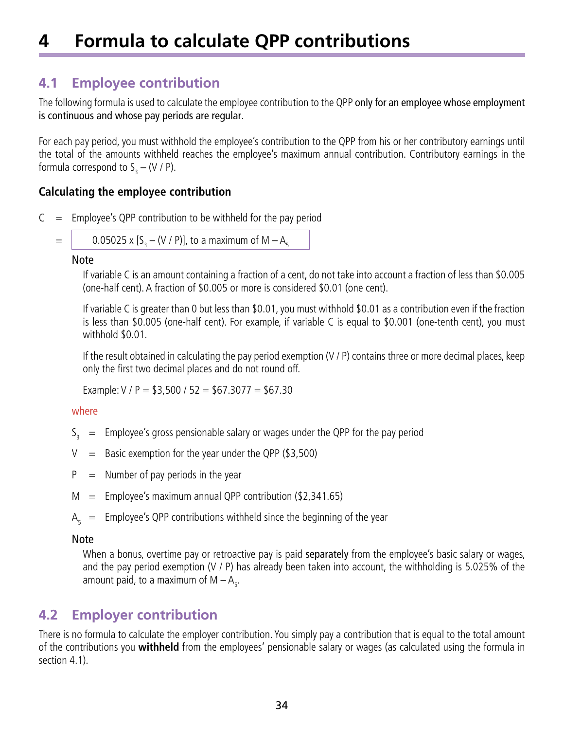# 4 Formula to calculate QPP contributions

## 4.1 Employee contribution

The following formula is used to calculate the employee contribution to the QPP only for an employee whose employment is continuous and whose pay periods are regular.

For each pay period, you must withhold the employee's contribution to the QPP from his or her contributory earnings until the total of the amounts withheld reaches the employee's maximum annual contribution. Contributory earnings in the formula correspond to $S_3 – (V / P)$.

### Calculating the employee contribution

C = Employee's QPP contribution to be withheld for the pay period

= $0.05025 \times [S_3 – (V / P)]$, to a maximum of $M – A_5$

Note

If variable C is an amount containing a fraction of a cent, do not take into account a fraction of less than $0.005 (one-half cent). A fraction of $0.005 or more is considered $0.01 (one cent).

If variable C is greater than 0 but less than $0.01, you must withhold $0.01 as a contribution even if the fraction is less than $0.005 (one-half cent). For example, if variable C is equal to $0.001 (one-tenth cent), you must withhold $0.01.

If the result obtained in calculating the pay period exemption (V / P) contains three or more decimal places, keep only the first two decimal places and do not round off.

Example: V / P = $3,500 / 52 = $67.3077 = $67.30

where

$S_3$ = Employee's gross pensionable salary or wages under the QPP for the pay period

V = Basic exemption for the year under the QPP ($3,500)

P = Number of pay periods in the year

M = Employee's maximum annual QPP contribution ($2,341.65)

$A_5$ = Employee's QPP contributions withheld since the beginning of the year

Note

When a bonus, overtime pay or retroactive pay is paid separately from the employee's basic salary or wages, and the pay period exemption (V / P) has already been taken into account, the withholding is 5.025% of the amount paid, to a maximum of $M – A_5$.

## 4.2 Employer contribution

There is no formula to calculate the employer contribution. You simply pay a contribution that is equal to the total amount of the contributions you **withheld** from the employees' pensionable salary or wages (as calculated using the formula in section 4.1).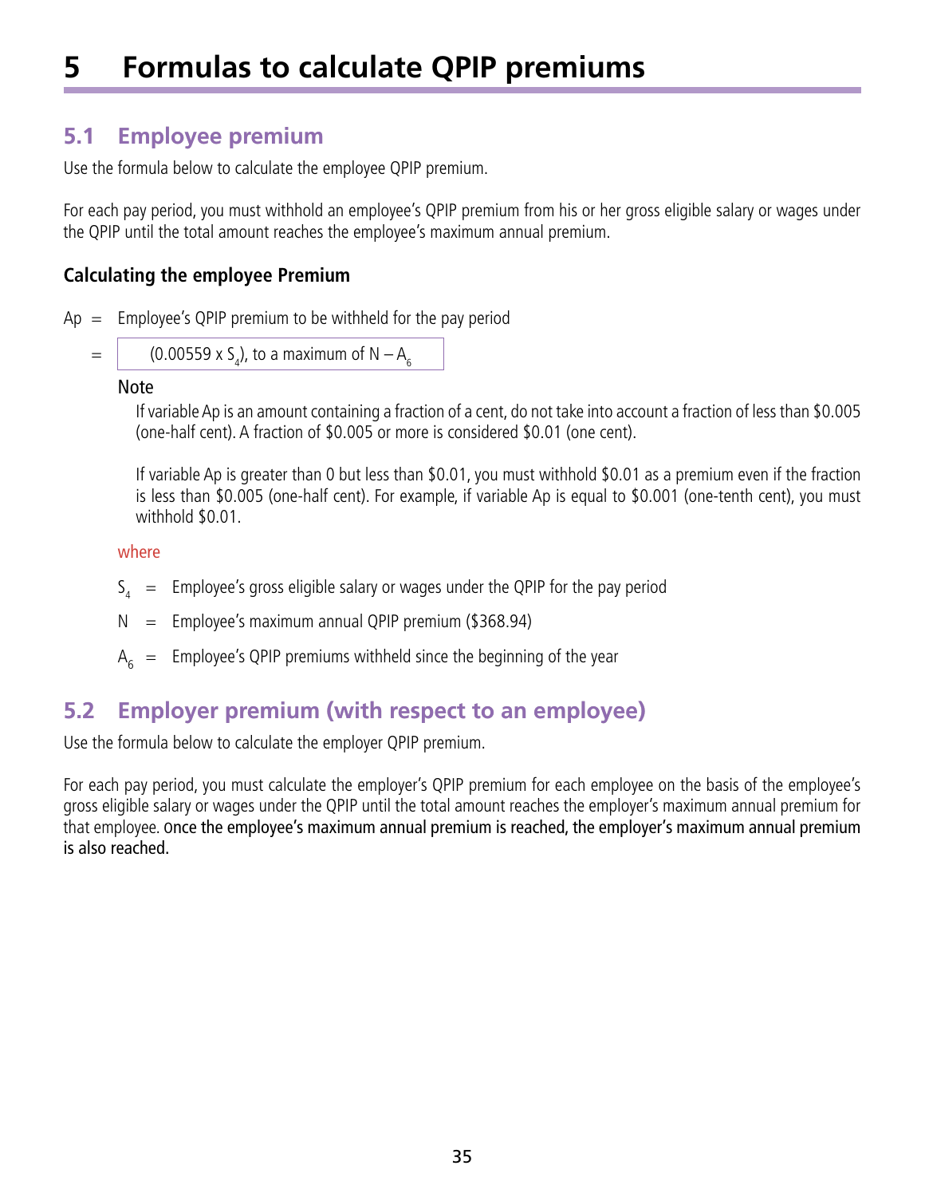# 5 Formulas to calculate QPIP premiums

## 5.1 Employee premium

Use the formula below to calculate the employee QPIP premium.

For each pay period, you must withhold an employee's QPIP premium from his or her gross eligible salary or wages under the QPIP until the total amount reaches the employee's maximum annual premium.

### Calculating the employee Premium

Ap = Employee's QPIP premium to be withheld for the pay period

= $(0.00559 \times S_4)$, to a maximum of $N - A_6$

Note

If variable Ap is an amount containing a fraction of a cent, do not take into account a fraction of less than $0.005 (one-half cent). A fraction of $0.005 or more is considered $0.01 (one cent).

If variable Ap is greater than 0 but less than $0.01, you must withhold $0.01 as a premium even if the fraction is less than $0.005 (one-half cent). For example, if variable Ap is equal to $0.001 (one-tenth cent), you must withhold $0.01.

where

$S_4$ = Employee's gross eligible salary or wages under the QPIP for the pay period

N = Employee's maximum annual QPIP premium ($368.94)

$A_6$ = Employee's QPIP premiums withheld since the beginning of the year

## 5.2 Employer premium (with respect to an employee)

Use the formula below to calculate the employer QPIP premium.

For each pay period, you must calculate the employer's QPIP premium for each employee on the basis of the employee's gross eligible salary or wages under the QPIP until the total amount reaches the employer's maximum annual premium for that employee. Once the employee's maximum annual premium is reached, the employer's maximum annual premium is also reached.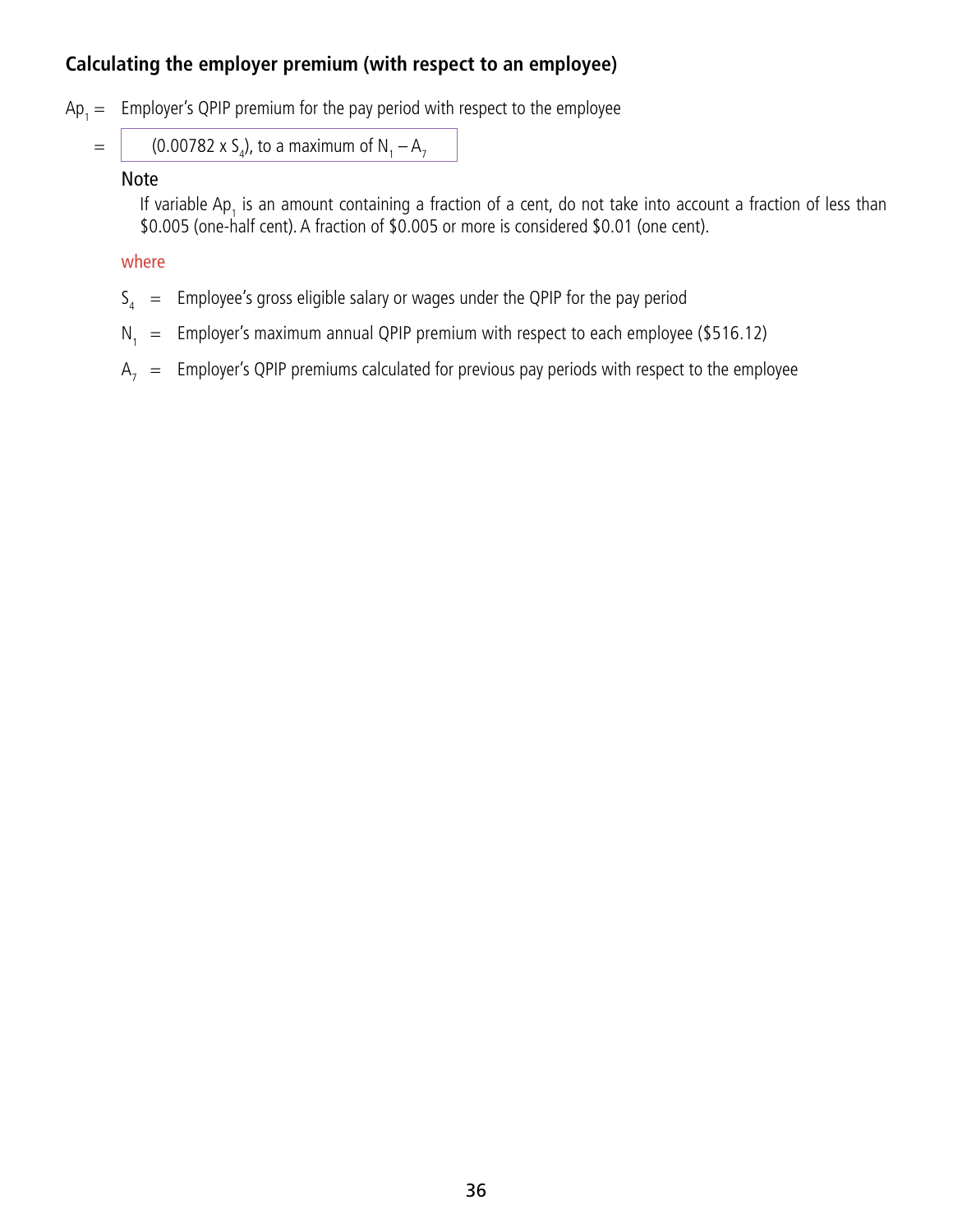### Calculating the employer premium (with respect to an employee)

$Ap_1$ = Employer's QPIP premium for the pay period with respect to the employee

= $(0.00782 \times S_4)$, to a maximum of $N_1 - A_7$

**Note**

If variable $Ap_1$ is an amount containing a fraction of a cent, do not take into account a fraction of less than \$0.005 (one-half cent). A fraction of \$0.005 or more is considered \$0.01 (one cent).

where

$S_4$ = Employee's gross eligible salary or wages under the QPIP for the pay period

$N_1$ = Employer's maximum annual QPIP premium with respect to each employee (\$516.12)

$A_7$ = Employer's QPIP premiums calculated for previous pay periods with respect to the employee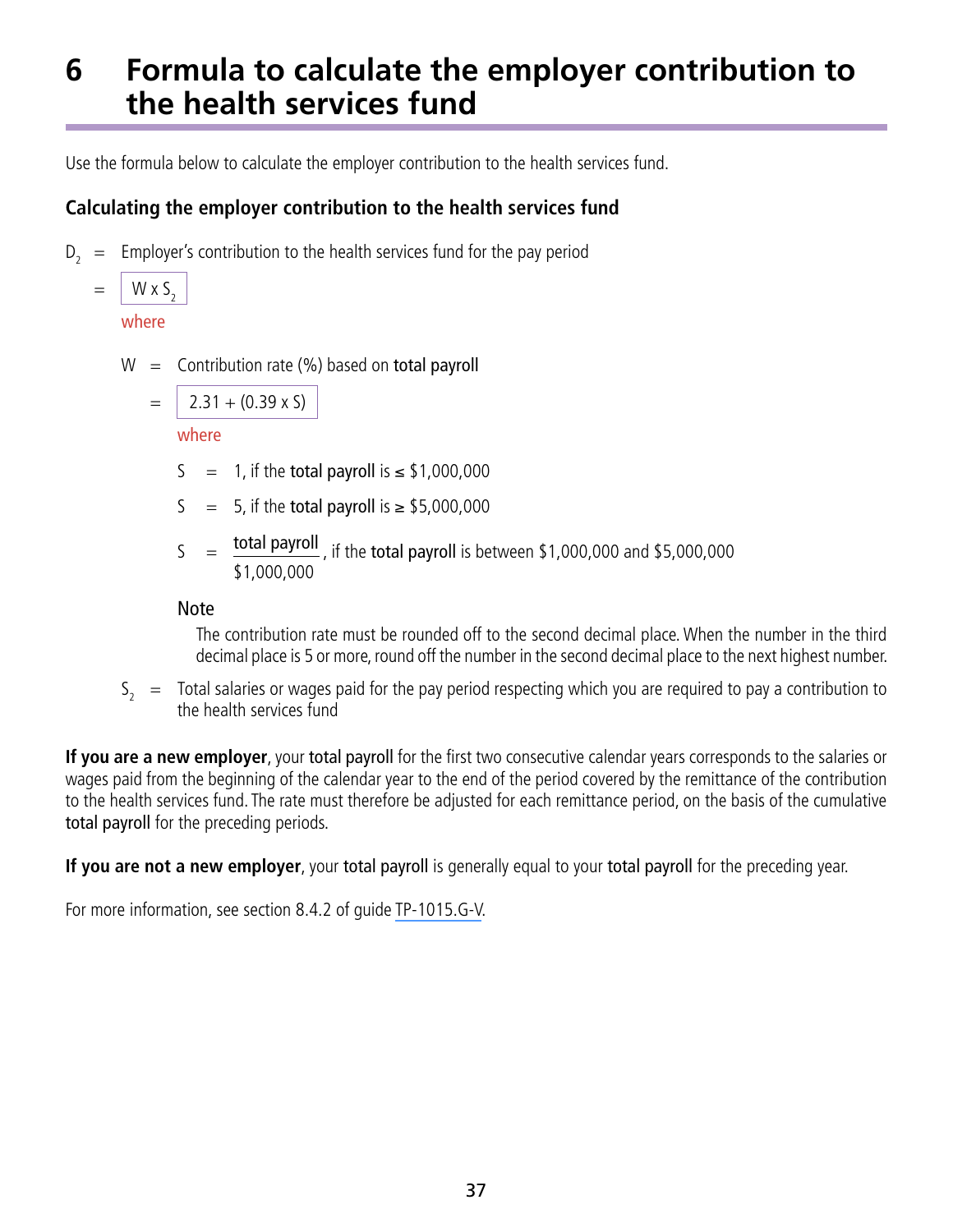# 6 Formula to calculate the employer contribution to the health services fund

Use the formula below to calculate the employer contribution to the health services fund.

### Calculating the employer contribution to the health services fund

$D_2$ = Employer's contribution to the health services fund for the pay period

= $W \times S_2$

where

$W$ = Contribution rate (%) based on **total payroll**

= $2.31 + (0.39 \times S)$

where

$S$ = 1, if the **total payroll** is ≤ $1,000,000

$S$ = 5, if the **total payroll** is ≥ $5,000,000

$S = \dfrac{\text{total payroll}}{\$1{,}000{,}000}$, if the **total payroll** is between $1,000,000 and $5,000,000

Note

The contribution rate must be rounded off to the second decimal place. When the number in the third decimal place is 5 or more, round off the number in the second decimal place to the next highest number.

$S_2$ = Total salaries or wages paid for the pay period respecting which you are required to pay a contribution to the health services fund

**If you are a new employer**, your **total payroll** for the first two consecutive calendar years corresponds to the salaries or wages paid from the beginning of the calendar year to the end of the period covered by the remittance of the contribution to the health services fund. The rate must therefore be adjusted for each remittance period, on the basis of the cumulative **total payroll** for the preceding periods.

**If you are not a new employer**, your **total payroll** is generally equal to your **total payroll** for the preceding year.

For more information, see section 8.4.2 of guide TP-1015.G-V.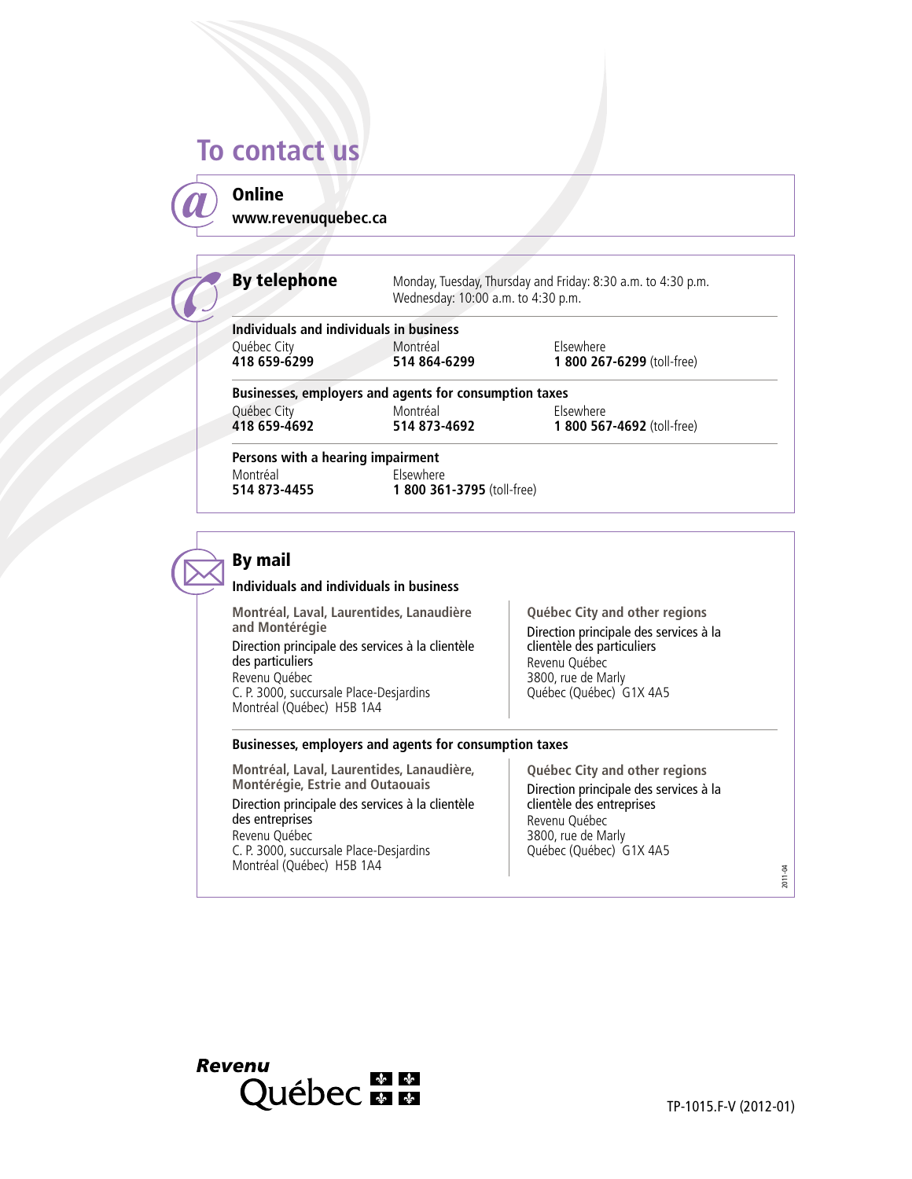# To contact us

## Online

**www.revenuquebec.ca**

## By telephone

Monday, Tuesday, Thursday and Friday: 8:30 a.m. to 4:30 p.m.
Wednesday: 10:00 a.m. to 4:30 p.m.

**Individuals and individuals in business**

| Québec City | Montréal | Elsewhere |
|---|---|---|
| **418 659-6299** | **514 864-6299** | **1 800 267-6299** (toll-free) |

**Businesses, employers and agents for consumption taxes**

| Québec City | Montréal | Elsewhere |
|---|---|---|
| **418 659-4692** | **514 873-4692** | **1 800 567-4692** (toll-free) |

**Persons with a hearing impairment**

| Montréal | Elsewhere |
|---|---|
| **514 873-4455** | **1 800 361-3795** (toll-free) |

## By mail

**Individuals and individuals in business**

**Montréal, Laval, Laurentides, Lanaudière and Montérégie**

Direction principale des services à la clientèle des particuliers
Revenu Québec
C. P. 3000, succursale Place-Desjardins
Montréal (Québec) H5B 1A4

**Québec City and other regions**

Direction principale des services à la clientèle des particuliers
Revenu Québec
3800, rue de Marly
Québec (Québec) G1X 4A5

**Businesses, employers and agents for consumption taxes**

**Montréal, Laval, Laurentides, Lanaudière, Montérégie, Estrie and Outaouais**

Direction principale des services à la clientèle des entreprises
Revenu Québec
C. P. 3000, succursale Place-Desjardins
Montréal (Québec) H5B 1A4

**Québec City and other regions**

Direction principale des services à la clientèle des entreprises
Revenu Québec
3800, rue de Marly
Québec (Québec) G1X 4A5

2011-04

Revenu Québec

TP-1015.F-V (2012-01)